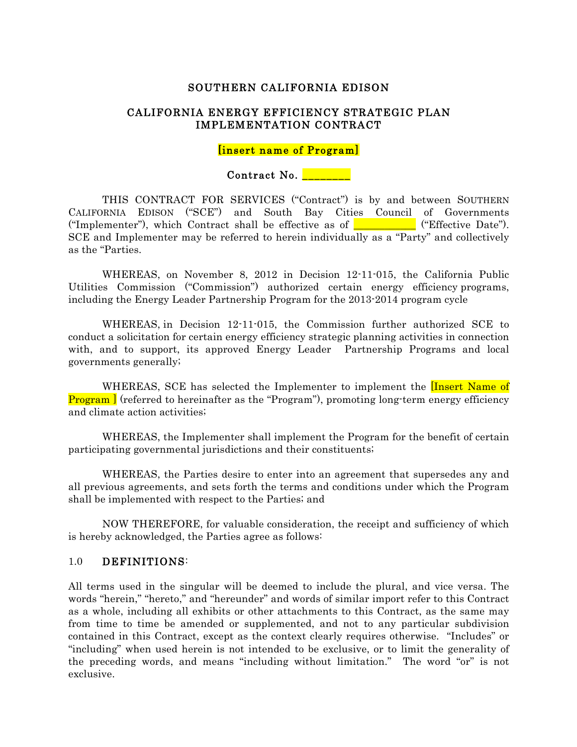# SOUTHERN CALIFORNIA EDISON

## CALIFORNIA ENERGY EFFICIENCY STRATEGIC PLAN IMPLEMENTATION CONTRACT

**[insert name of Program]**

**Contract No. ________**

THIS CONTRACT FOR SERVICES ("Contract") is by and between SOUTHERN CALIFORNIA EDISON ("SCE") and South Bay Cities Council of Governments ("Implementer"), which Contract shall be effective as of ____________ ("Effective Date"). SCE and Implementer may be referred to herein individually as a "Party" and collectively as the "Parties.

WHEREAS, on November 8, 2012 in Decision 12-11-015, the California Public Utilities Commission ("Commission") authorized certain energy efficiency programs, including the Energy Leader Partnership Program for the 2013-2014 program cycle

WHEREAS, in Decision 12-11-015, the Commission further authorized SCE to conduct a solicitation for certain energy efficiency strategic planning activities in connection with, and to support, its approved Energy Leader Partnership Programs and local governments generally;

WHEREAS, SCE has selected the Implementer to implement the [Insert Name of Program ] (referred to hereinafter as the "Program"), promoting long-term energy efficiency and climate action activities;

WHEREAS, the Implementer shall implement the Program for the benefit of certain participating governmental jurisdictions and their constituents;

WHEREAS, the Parties desire to enter into an agreement that supersedes any and all previous agreements, and sets forth the terms and conditions under which the Program shall be implemented with respect to the Parties; and

NOW THEREFORE, for valuable consideration, the receipt and sufficiency of which is hereby acknowledged, the Parties agree as follows:

## 1.0 DEFINITIONS:

All terms used in the singular will be deemed to include the plural, and vice versa. The words "herein," "hereto," and "hereunder" and words of similar import refer to this Contract as a whole, including all exhibits or other attachments to this Contract, as the same may from time to time be amended or supplemented, and not to any particular subdivision contained in this Contract, except as the context clearly requires otherwise. "Includes" or "including" when used herein is not intended to be exclusive, or to limit the generality of the preceding words, and means "including without limitation." The word "or" is not exclusive.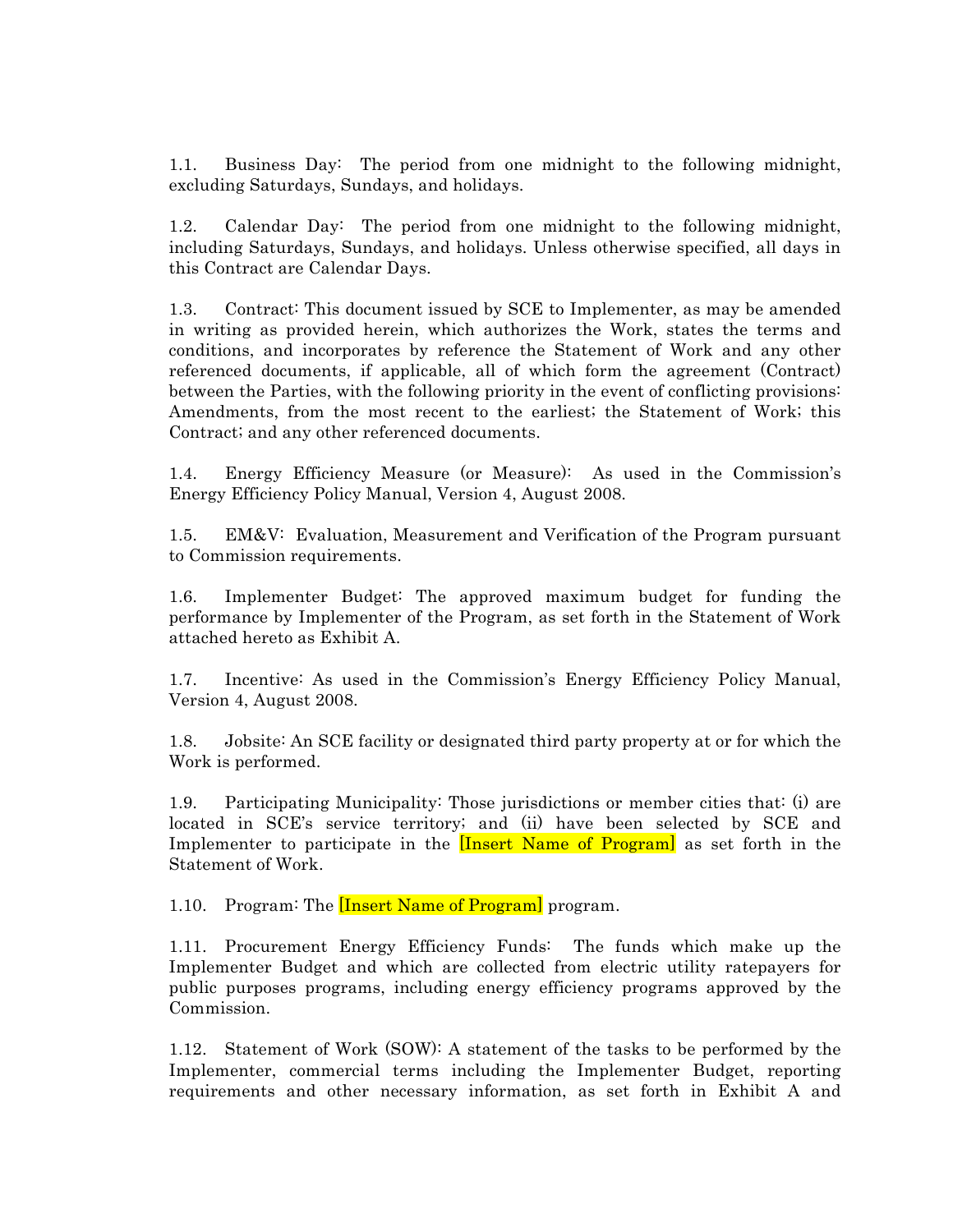1.1. Business Day: The period from one midnight to the following midnight, excluding Saturdays, Sundays, and holidays.

1.2. Calendar Day: The period from one midnight to the following midnight, including Saturdays, Sundays, and holidays. Unless otherwise specified, all days in this Contract are Calendar Days.

1.3. Contract: This document issued by SCE to Implementer, as may be amended in writing as provided herein, which authorizes the Work, states the terms and conditions, and incorporates by reference the Statement of Work and any other referenced documents, if applicable, all of which form the agreement (Contract) between the Parties, with the following priority in the event of conflicting provisions: Amendments, from the most recent to the earliest; the Statement of Work; this Contract; and any other referenced documents.

1.4. Energy Efficiency Measure (or Measure): As used in the Commission's Energy Efficiency Policy Manual, Version 4, August 2008.

1.5. EM&V: Evaluation, Measurement and Verification of the Program pursuant to Commission requirements.

1.6. Implementer Budget: The approved maximum budget for funding the performance by Implementer of the Program, as set forth in the Statement of Work attached hereto as Exhibit A.

1.7. Incentive: As used in the Commission's Energy Efficiency Policy Manual, Version 4, August 2008.

1.8. Jobsite: An SCE facility or designated third party property at or for which the Work is performed.

1.9. Participating Municipality: Those jurisdictions or member cities that: (i) are located in SCE's service territory; and (ii) have been selected by SCE and Implementer to participate in the [Insert Name of Program] as set forth in the Statement of Work.

1.10. Program: The [Insert Name of Program] program.

1.11. Procurement Energy Efficiency Funds: The funds which make up the Implementer Budget and which are collected from electric utility ratepayers for public purposes programs, including energy efficiency programs approved by the Commission.

1.12. Statement of Work (SOW): A statement of the tasks to be performed by the Implementer, commercial terms including the Implementer Budget, reporting requirements and other necessary information, as set forth in Exhibit A and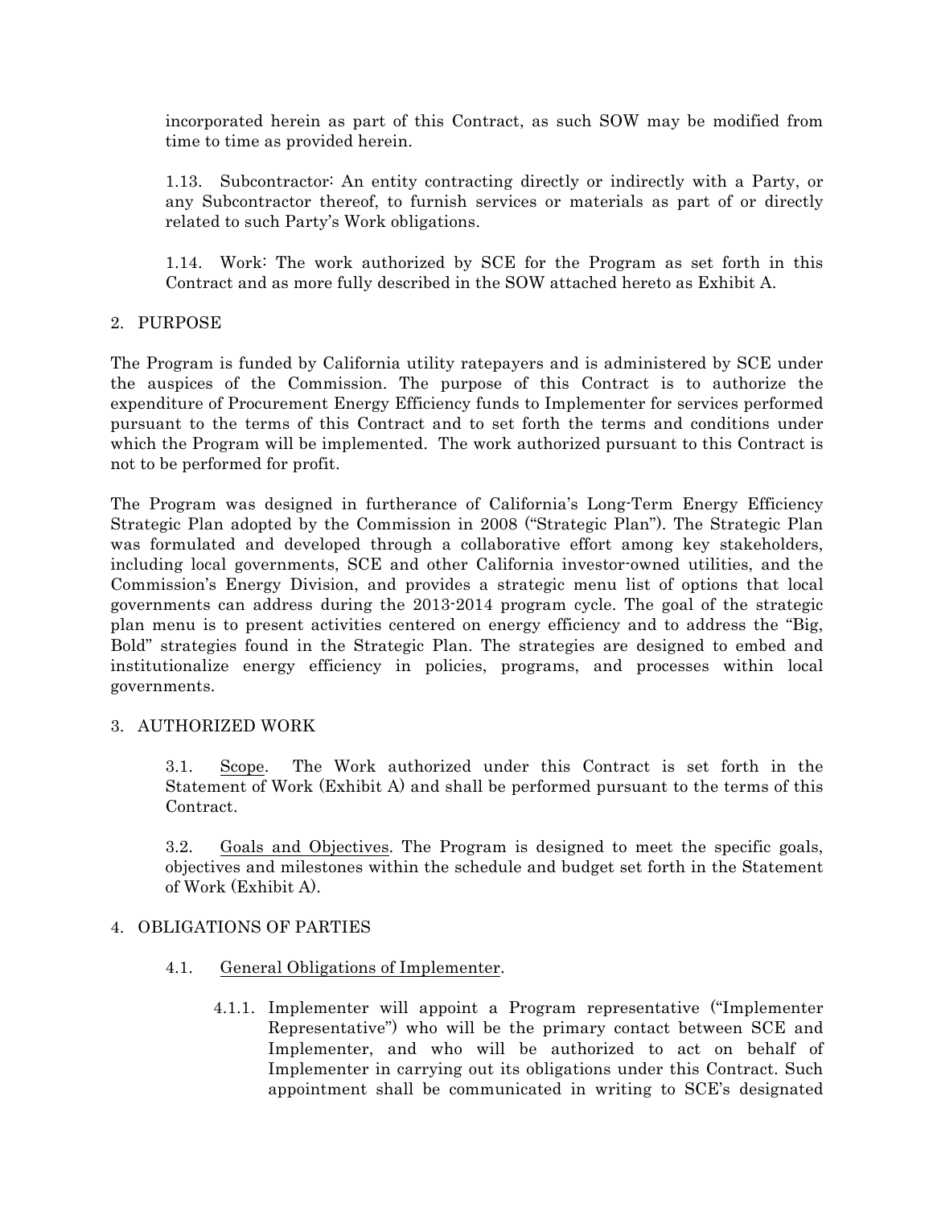incorporated herein as part of this Contract, as such SOW may be modified from time to time as provided herein.

1.13. Subcontractor: An entity contracting directly or indirectly with a Party, or any Subcontractor thereof, to furnish services or materials as part of or directly related to such Party's Work obligations.

1.14. Work: The work authorized by SCE for the Program as set forth in this Contract and as more fully described in the SOW attached hereto as Exhibit A.

## 2. PURPOSE

The Program is funded by California utility ratepayers and is administered by SCE under the auspices of the Commission. The purpose of this Contract is to authorize the expenditure of Procurement Energy Efficiency funds to Implementer for services performed pursuant to the terms of this Contract and to set forth the terms and conditions under which the Program will be implemented. The work authorized pursuant to this Contract is not to be performed for profit.

The Program was designed in furtherance of California's Long-Term Energy Efficiency Strategic Plan adopted by the Commission in 2008 ("Strategic Plan"). The Strategic Plan was formulated and developed through a collaborative effort among key stakeholders, including local governments, SCE and other California investor-owned utilities, and the Commission's Energy Division, and provides a strategic menu list of options that local governments can address during the 2013-2014 program cycle. The goal of the strategic plan menu is to present activities centered on energy efficiency and to address the "Big, Bold" strategies found in the Strategic Plan. The strategies are designed to embed and institutionalize energy efficiency in policies, programs, and processes within local governments.

## 3. AUTHORIZED WORK

3.1. Scope. The Work authorized under this Contract is set forth in the Statement of Work (Exhibit A) and shall be performed pursuant to the terms of this Contract.

3.2. Goals and Objectives. The Program is designed to meet the specific goals, objectives and milestones within the schedule and budget set forth in the Statement of Work (Exhibit A).

## 4. OBLIGATIONS OF PARTIES

4.1. General Obligations of Implementer.

4.1.1. Implementer will appoint a Program representative ("Implementer Representative") who will be the primary contact between SCE and Implementer, and who will be authorized to act on behalf of Implementer in carrying out its obligations under this Contract. Such appointment shall be communicated in writing to SCE's designated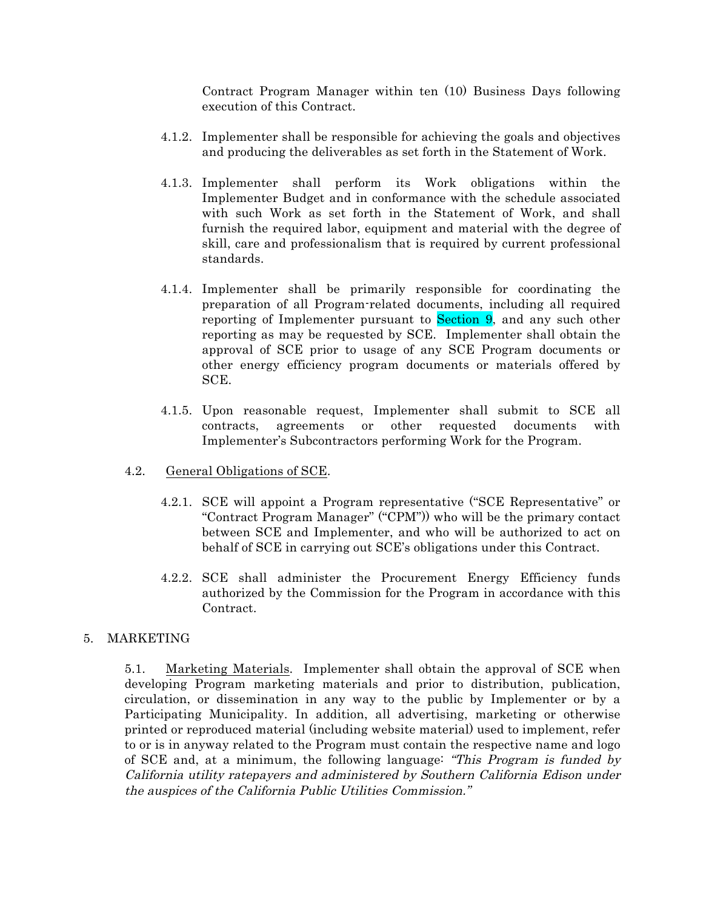Contract Program Manager within ten (10) Business Days following execution of this Contract.

4.1.2. Implementer shall be responsible for achieving the goals and objectives and producing the deliverables as set forth in the Statement of Work.

4.1.3. Implementer shall perform its Work obligations within the Implementer Budget and in conformance with the schedule associated with such Work as set forth in the Statement of Work, and shall furnish the required labor, equipment and material with the degree of skill, care and professionalism that is required by current professional standards.

4.1.4. Implementer shall be primarily responsible for coordinating the preparation of all Program-related documents, including all required reporting of Implementer pursuant to Section 9, and any such other reporting as may be requested by SCE. Implementer shall obtain the approval of SCE prior to usage of any SCE Program documents or other energy efficiency program documents or materials offered by SCE.

4.1.5. Upon reasonable request, Implementer shall submit to SCE all contracts, agreements or other requested documents with Implementer's Subcontractors performing Work for the Program.

4.2. General Obligations of SCE.

4.2.1. SCE will appoint a Program representative ("SCE Representative" or "Contract Program Manager" ("CPM")) who will be the primary contact between SCE and Implementer, and who will be authorized to act on behalf of SCE in carrying out SCE's obligations under this Contract.

4.2.2. SCE shall administer the Procurement Energy Efficiency funds authorized by the Commission for the Program in accordance with this Contract.

5. MARKETING

5.1. Marketing Materials. Implementer shall obtain the approval of SCE when developing Program marketing materials and prior to distribution, publication, circulation, or dissemination in any way to the public by Implementer or by a Participating Municipality. In addition, all advertising, marketing or otherwise printed or reproduced material (including website material) used to implement, refer to or is in anyway related to the Program must contain the respective name and logo of SCE and, at a minimum, the following language: *"This Program is funded by California utility ratepayers and administered by Southern California Edison under the auspices of the California Public Utilities Commission."*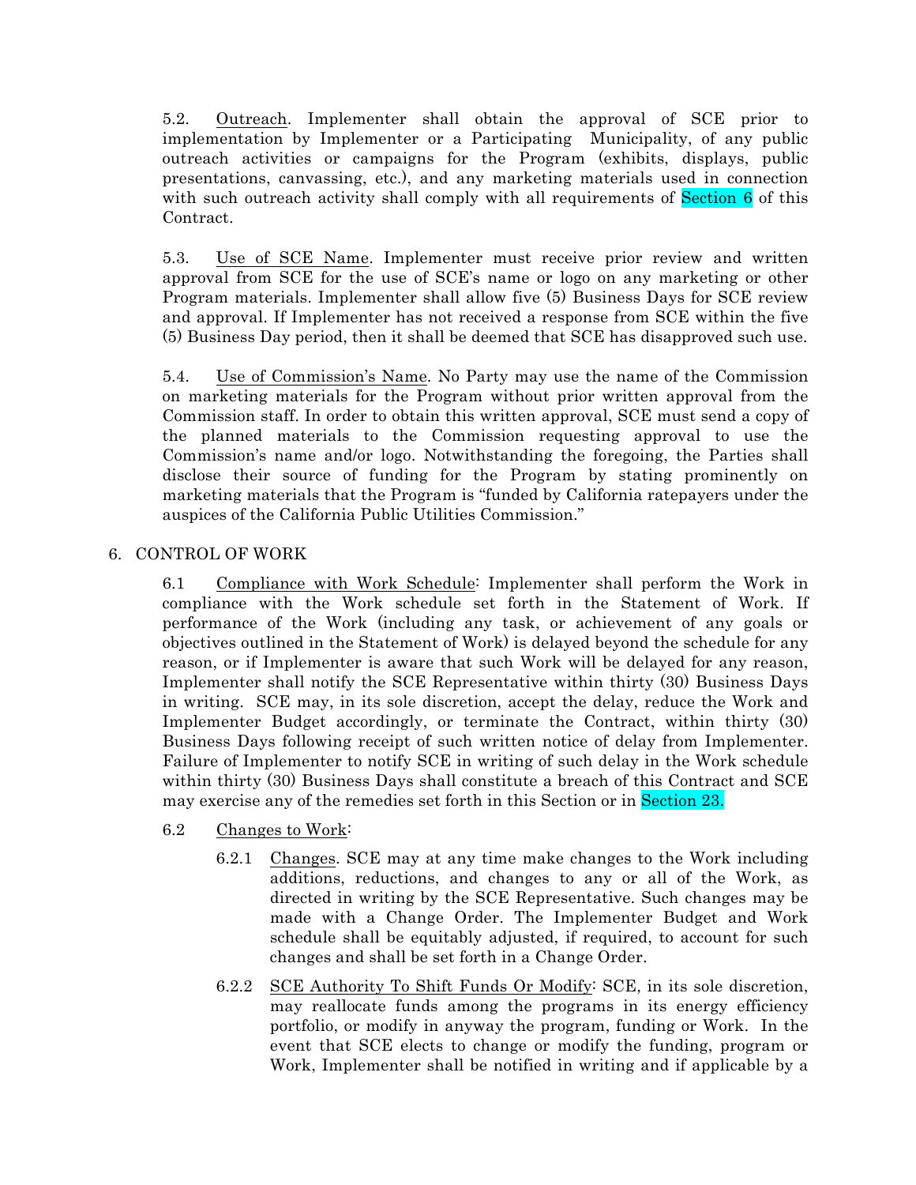5.2. Outreach. Implementer shall obtain the approval of SCE prior to implementation by Implementer or a Participating Municipality, of any public outreach activities or campaigns for the Program (exhibits, displays, public presentations, canvassing, etc.), and any marketing materials used in connection with such outreach activity shall comply with all requirements of Section 6 of this Contract.

5.3. Use of SCE Name. Implementer must receive prior review and written approval from SCE for the use of SCE's name or logo on any marketing or other Program materials. Implementer shall allow five (5) Business Days for SCE review and approval. If Implementer has not received a response from SCE within the five (5) Business Day period, then it shall be deemed that SCE has disapproved such use.

5.4. Use of Commission's Name. No Party may use the name of the Commission on marketing materials for the Program without prior written approval from the Commission staff. In order to obtain this written approval, SCE must send a copy of the planned materials to the Commission requesting approval to use the Commission's name and/or logo. Notwithstanding the foregoing, the Parties shall disclose their source of funding for the Program by stating prominently on marketing materials that the Program is "funded by California ratepayers under the auspices of the California Public Utilities Commission."

## 6. CONTROL OF WORK

6.1 Compliance with Work Schedule: Implementer shall perform the Work in compliance with the Work schedule set forth in the Statement of Work. If performance of the Work (including any task, or achievement of any goals or objectives outlined in the Statement of Work) is delayed beyond the schedule for any reason, or if Implementer is aware that such Work will be delayed for any reason, Implementer shall notify the SCE Representative within thirty (30) Business Days in writing. SCE may, in its sole discretion, accept the delay, reduce the Work and Implementer Budget accordingly, or terminate the Contract, within thirty (30) Business Days following receipt of such written notice of delay from Implementer. Failure of Implementer to notify SCE in writing of such delay in the Work schedule within thirty (30) Business Days shall constitute a breach of this Contract and SCE may exercise any of the remedies set forth in this Section or in Section 23.

6.2 Changes to Work:

6.2.1 Changes. SCE may at any time make changes to the Work including additions, reductions, and changes to any or all of the Work, as directed in writing by the SCE Representative. Such changes may be made with a Change Order. The Implementer Budget and Work schedule shall be equitably adjusted, if required, to account for such changes and shall be set forth in a Change Order.

6.2.2 SCE Authority To Shift Funds Or Modify: SCE, in its sole discretion, may reallocate funds among the programs in its energy efficiency portfolio, or modify in anyway the program, funding or Work. In the event that SCE elects to change or modify the funding, program or Work, Implementer shall be notified in writing and if applicable by a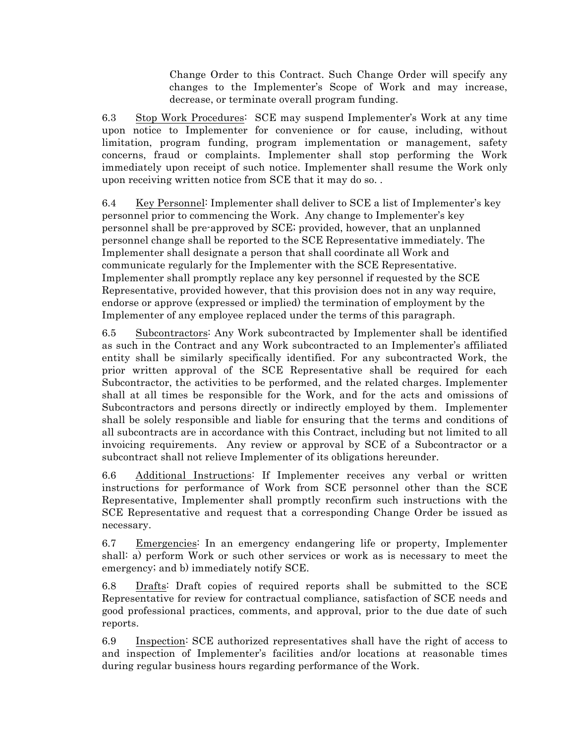Change Order to this Contract. Such Change Order will specify any changes to the Implementer's Scope of Work and may increase, decrease, or terminate overall program funding.

6.3 Stop Work Procedures: SCE may suspend Implementer's Work at any time upon notice to Implementer for convenience or for cause, including, without limitation, program funding, program implementation or management, safety concerns, fraud or complaints. Implementer shall stop performing the Work immediately upon receipt of such notice. Implementer shall resume the Work only upon receiving written notice from SCE that it may do so. .

6.4 Key Personnel: Implementer shall deliver to SCE a list of Implementer's key personnel prior to commencing the Work. Any change to Implementer's key personnel shall be pre-approved by SCE; provided, however, that an unplanned personnel change shall be reported to the SCE Representative immediately. The Implementer shall designate a person that shall coordinate all Work and communicate regularly for the Implementer with the SCE Representative. Implementer shall promptly replace any key personnel if requested by the SCE Representative, provided however, that this provision does not in any way require, endorse or approve (expressed or implied) the termination of employment by the Implementer of any employee replaced under the terms of this paragraph.

6.5 Subcontractors: Any Work subcontracted by Implementer shall be identified as such in the Contract and any Work subcontracted to an Implementer's affiliated entity shall be similarly specifically identified. For any subcontracted Work, the prior written approval of the SCE Representative shall be required for each Subcontractor, the activities to be performed, and the related charges. Implementer shall at all times be responsible for the Work, and for the acts and omissions of Subcontractors and persons directly or indirectly employed by them. Implementer shall be solely responsible and liable for ensuring that the terms and conditions of all subcontracts are in accordance with this Contract, including but not limited to all invoicing requirements. Any review or approval by SCE of a Subcontractor or a subcontract shall not relieve Implementer of its obligations hereunder.

6.6 Additional Instructions: If Implementer receives any verbal or written instructions for performance of Work from SCE personnel other than the SCE Representative, Implementer shall promptly reconfirm such instructions with the SCE Representative and request that a corresponding Change Order be issued as necessary.

6.7 Emergencies: In an emergency endangering life or property, Implementer shall: a) perform Work or such other services or work as is necessary to meet the emergency; and b) immediately notify SCE.

6.8 Drafts: Draft copies of required reports shall be submitted to the SCE Representative for review for contractual compliance, satisfaction of SCE needs and good professional practices, comments, and approval, prior to the due date of such reports.

6.9 Inspection: SCE authorized representatives shall have the right of access to and inspection of Implementer's facilities and/or locations at reasonable times during regular business hours regarding performance of the Work.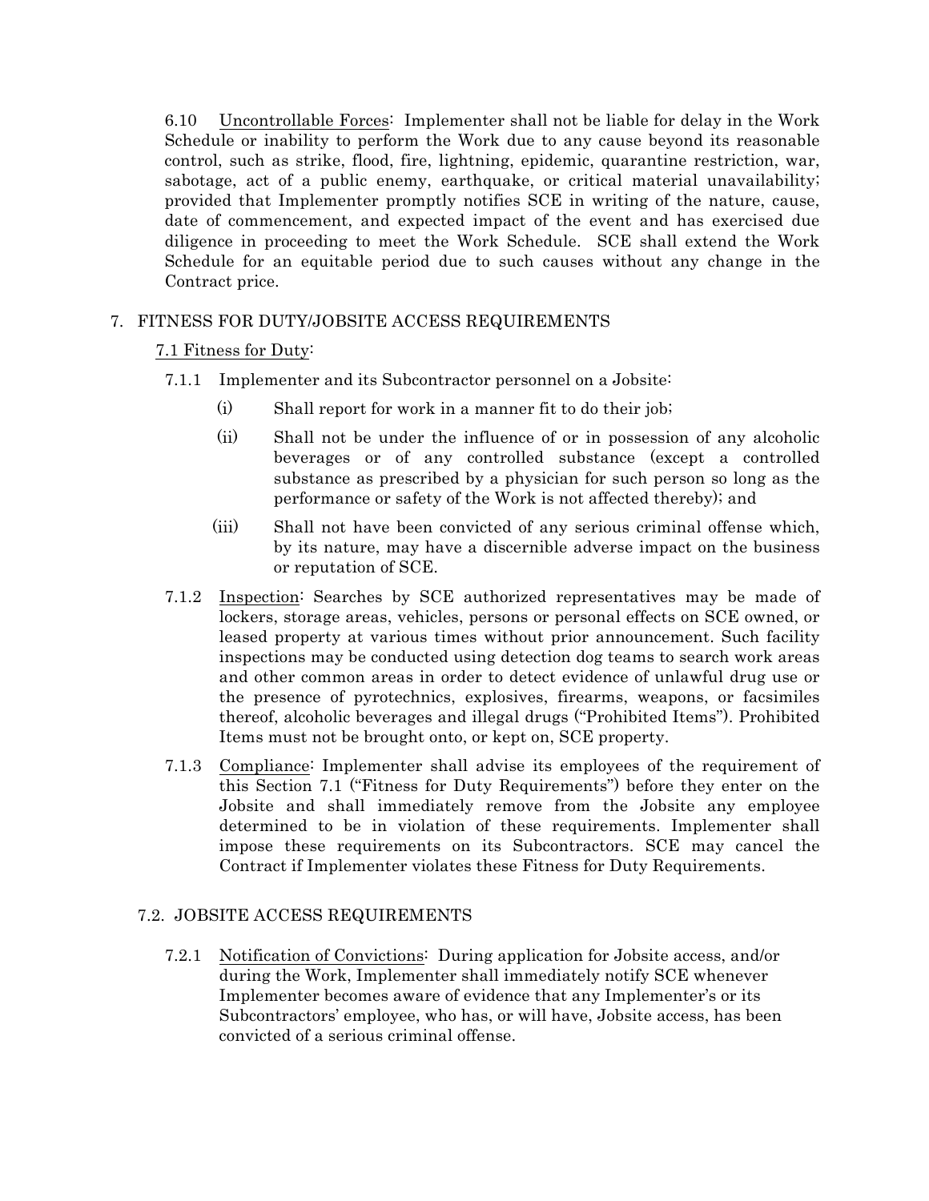6.10 Uncontrollable Forces: Implementer shall not be liable for delay in the Work Schedule or inability to perform the Work due to any cause beyond its reasonable control, such as strike, flood, fire, lightning, epidemic, quarantine restriction, war, sabotage, act of a public enemy, earthquake, or critical material unavailability; provided that Implementer promptly notifies SCE in writing of the nature, cause, date of commencement, and expected impact of the event and has exercised due diligence in proceeding to meet the Work Schedule. SCE shall extend the Work Schedule for an equitable period due to such causes without any change in the Contract price.

## 7. FITNESS FOR DUTY/JOBSITE ACCESS REQUIREMENTS

### 7.1 Fitness for Duty:

7.1.1 Implementer and its Subcontractor personnel on a Jobsite:

- (i) Shall report for work in a manner fit to do their job;
- (ii) Shall not be under the influence of or in possession of any alcoholic beverages or of any controlled substance (except a controlled substance as prescribed by a physician for such person so long as the performance or safety of the Work is not affected thereby); and
- (iii) Shall not have been convicted of any serious criminal offense which, by its nature, may have a discernible adverse impact on the business or reputation of SCE.

7.1.2 Inspection: Searches by SCE authorized representatives may be made of lockers, storage areas, vehicles, persons or personal effects on SCE owned, or leased property at various times without prior announcement. Such facility inspections may be conducted using detection dog teams to search work areas and other common areas in order to detect evidence of unlawful drug use or the presence of pyrotechnics, explosives, firearms, weapons, or facsimiles thereof, alcoholic beverages and illegal drugs ("Prohibited Items"). Prohibited Items must not be brought onto, or kept on, SCE property.

7.1.3 Compliance: Implementer shall advise its employees of the requirement of this Section 7.1 ("Fitness for Duty Requirements") before they enter on the Jobsite and shall immediately remove from the Jobsite any employee determined to be in violation of these requirements. Implementer shall impose these requirements on its Subcontractors. SCE may cancel the Contract if Implementer violates these Fitness for Duty Requirements.

### 7.2. JOBSITE ACCESS REQUIREMENTS

7.2.1 Notification of Convictions: During application for Jobsite access, and/or during the Work, Implementer shall immediately notify SCE whenever Implementer becomes aware of evidence that any Implementer's or its Subcontractors' employee, who has, or will have, Jobsite access, has been convicted of a serious criminal offense.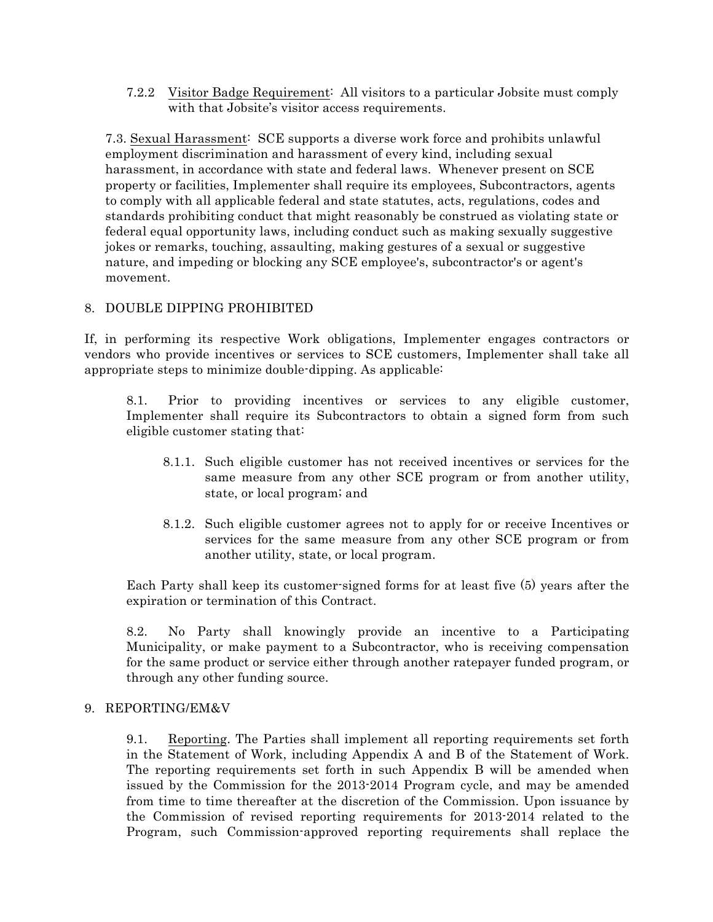7.2.2 Visitor Badge Requirement: All visitors to a particular Jobsite must comply with that Jobsite's visitor access requirements.

7.3. Sexual Harassment: SCE supports a diverse work force and prohibits unlawful employment discrimination and harassment of every kind, including sexual harassment, in accordance with state and federal laws. Whenever present on SCE property or facilities, Implementer shall require its employees, Subcontractors, agents to comply with all applicable federal and state statutes, acts, regulations, codes and standards prohibiting conduct that might reasonably be construed as violating state or federal equal opportunity laws, including conduct such as making sexually suggestive jokes or remarks, touching, assaulting, making gestures of a sexual or suggestive nature, and impeding or blocking any SCE employee's, subcontractor's or agent's movement.

## 8. DOUBLE DIPPING PROHIBITED

If, in performing its respective Work obligations, Implementer engages contractors or vendors who provide incentives or services to SCE customers, Implementer shall take all appropriate steps to minimize double-dipping. As applicable:

8.1. Prior to providing incentives or services to any eligible customer, Implementer shall require its Subcontractors to obtain a signed form from such eligible customer stating that:

8.1.1. Such eligible customer has not received incentives or services for the same measure from any other SCE program or from another utility, state, or local program; and

8.1.2. Such eligible customer agrees not to apply for or receive Incentives or services for the same measure from any other SCE program or from another utility, state, or local program.

Each Party shall keep its customer-signed forms for at least five (5) years after the expiration or termination of this Contract.

8.2. No Party shall knowingly provide an incentive to a Participating Municipality, or make payment to a Subcontractor, who is receiving compensation for the same product or service either through another ratepayer funded program, or through any other funding source.

## 9. REPORTING/EM&V

9.1. Reporting. The Parties shall implement all reporting requirements set forth in the Statement of Work, including Appendix A and B of the Statement of Work. The reporting requirements set forth in such Appendix B will be amended when issued by the Commission for the 2013-2014 Program cycle, and may be amended from time to time thereafter at the discretion of the Commission. Upon issuance by the Commission of revised reporting requirements for 2013-2014 related to the Program, such Commission-approved reporting requirements shall replace the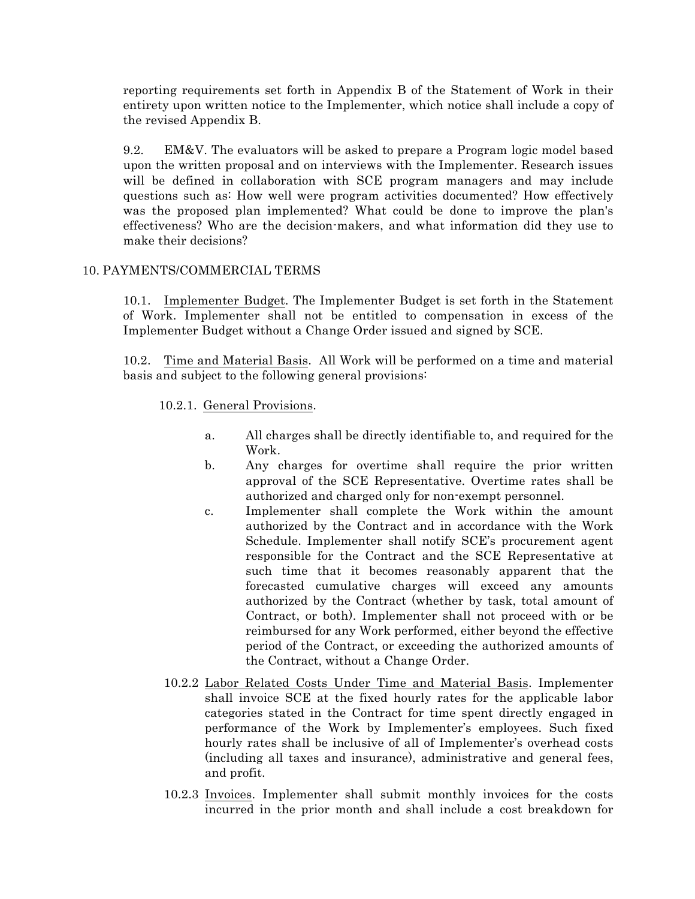reporting requirements set forth in Appendix B of the Statement of Work in their entirety upon written notice to the Implementer, which notice shall include a copy of the revised Appendix B.

9.2. EM&V. The evaluators will be asked to prepare a Program logic model based upon the written proposal and on interviews with the Implementer. Research issues will be defined in collaboration with SCE program managers and may include questions such as: How well were program activities documented? How effectively was the proposed plan implemented? What could be done to improve the plan's effectiveness? Who are the decision-makers, and what information did they use to make their decisions?

## 10. PAYMENTS/COMMERCIAL TERMS

10.1. Implementer Budget. The Implementer Budget is set forth in the Statement of Work. Implementer shall not be entitled to compensation in excess of the Implementer Budget without a Change Order issued and signed by SCE.

10.2. Time and Material Basis. All Work will be performed on a time and material basis and subject to the following general provisions:

10.2.1. General Provisions.

a. All charges shall be directly identifiable to, and required for the Work.

b. Any charges for overtime shall require the prior written approval of the SCE Representative. Overtime rates shall be authorized and charged only for non-exempt personnel.

c. Implementer shall complete the Work within the amount authorized by the Contract and in accordance with the Work Schedule. Implementer shall notify SCE's procurement agent responsible for the Contract and the SCE Representative at such time that it becomes reasonably apparent that the forecasted cumulative charges will exceed any amounts authorized by the Contract (whether by task, total amount of Contract, or both). Implementer shall not proceed with or be reimbursed for any Work performed, either beyond the effective period of the Contract, or exceeding the authorized amounts of the Contract, without a Change Order.

10.2.2 Labor Related Costs Under Time and Material Basis. Implementer shall invoice SCE at the fixed hourly rates for the applicable labor categories stated in the Contract for time spent directly engaged in performance of the Work by Implementer's employees. Such fixed hourly rates shall be inclusive of all of Implementer's overhead costs (including all taxes and insurance), administrative and general fees, and profit.

10.2.3 Invoices. Implementer shall submit monthly invoices for the costs incurred in the prior month and shall include a cost breakdown for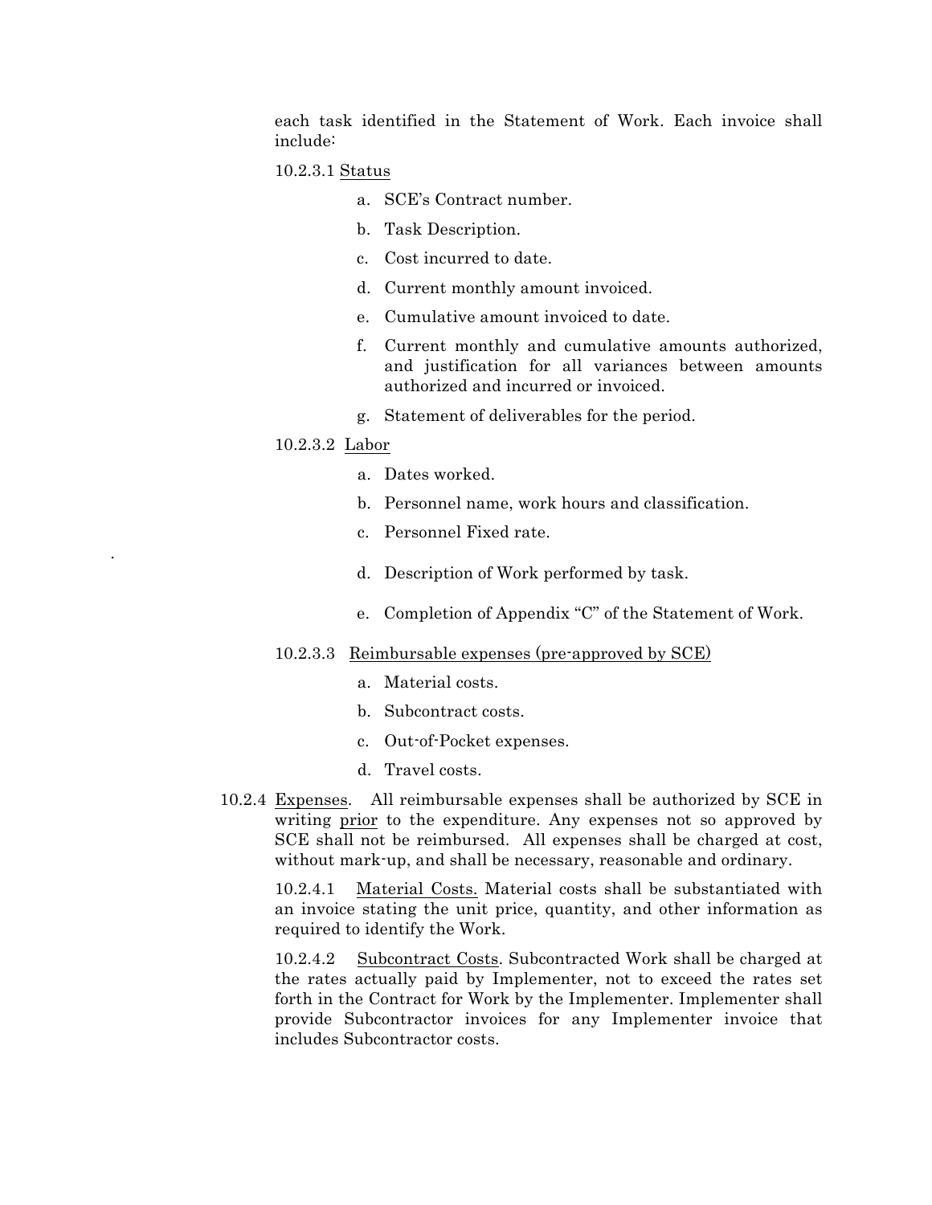each task identified in the Statement of Work. Each invoice shall include:

10.2.3.1 Status

a. SCE's Contract number.

b. Task Description.

c. Cost incurred to date.

d. Current monthly amount invoiced.

e. Cumulative amount invoiced to date.

f. Current monthly and cumulative amounts authorized, and justification for all variances between amounts authorized and incurred or invoiced.

g. Statement of deliverables for the period.

10.2.3.2 Labor

a. Dates worked.

b. Personnel name, work hours and classification.

c. Personnel Fixed rate.

d. Description of Work performed by task.

e. Completion of Appendix "C" of the Statement of Work.

10.2.3.3 Reimbursable expenses (pre-approved by SCE)

a. Material costs.

b. Subcontract costs.

c. Out-of-Pocket expenses.

d. Travel costs.

10.2.4 Expenses. All reimbursable expenses shall be authorized by SCE in writing prior to the expenditure. Any expenses not so approved by SCE shall not be reimbursed. All expenses shall be charged at cost, without mark-up, and shall be necessary, reasonable and ordinary.

10.2.4.1 Material Costs. Material costs shall be substantiated with an invoice stating the unit price, quantity, and other information as required to identify the Work.

10.2.4.2 Subcontract Costs. Subcontracted Work shall be charged at the rates actually paid by Implementer, not to exceed the rates set forth in the Contract for Work by the Implementer. Implementer shall provide Subcontractor invoices for any Implementer invoice that includes Subcontractor costs.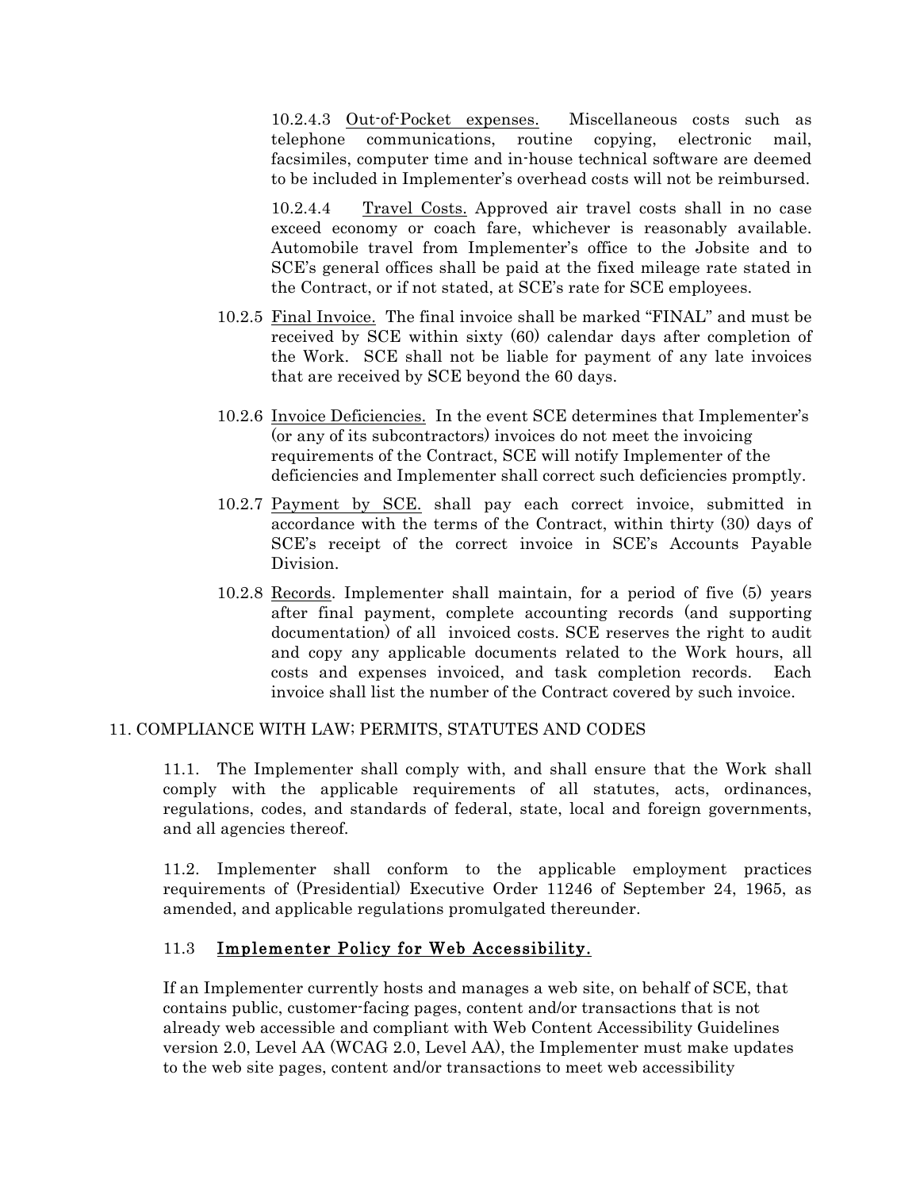10.2.4.3 Out-of-Pocket expenses. Miscellaneous costs such as telephone communications, routine copying, electronic mail, facsimiles, computer time and in-house technical software are deemed to be included in Implementer's overhead costs will not be reimbursed.

10.2.4.4 Travel Costs. Approved air travel costs shall in no case exceed economy or coach fare, whichever is reasonably available. Automobile travel from Implementer's office to the Jobsite and to SCE's general offices shall be paid at the fixed mileage rate stated in the Contract, or if not stated, at SCE's rate for SCE employees.

10.2.5 Final Invoice. The final invoice shall be marked "FINAL" and must be received by SCE within sixty (60) calendar days after completion of the Work. SCE shall not be liable for payment of any late invoices that are received by SCE beyond the 60 days.

10.2.6 Invoice Deficiencies. In the event SCE determines that Implementer's (or any of its subcontractors) invoices do not meet the invoicing requirements of the Contract, SCE will notify Implementer of the deficiencies and Implementer shall correct such deficiencies promptly.

10.2.7 Payment by SCE. shall pay each correct invoice, submitted in accordance with the terms of the Contract, within thirty (30) days of SCE's receipt of the correct invoice in SCE's Accounts Payable Division.

10.2.8 Records. Implementer shall maintain, for a period of five (5) years after final payment, complete accounting records (and supporting documentation) of all invoiced costs. SCE reserves the right to audit and copy any applicable documents related to the Work hours, all costs and expenses invoiced, and task completion records. Each invoice shall list the number of the Contract covered by such invoice.

## 11. COMPLIANCE WITH LAW; PERMITS, STATUTES AND CODES

11.1. The Implementer shall comply with, and shall ensure that the Work shall comply with the applicable requirements of all statutes, acts, ordinances, regulations, codes, and standards of federal, state, local and foreign governments, and all agencies thereof.

11.2. Implementer shall conform to the applicable employment practices requirements of (Presidential) Executive Order 11246 of September 24, 1965, as amended, and applicable regulations promulgated thereunder.

### 11.3 Implementer Policy for Web Accessibility.

If an Implementer currently hosts and manages a web site, on behalf of SCE, that contains public, customer-facing pages, content and/or transactions that is not already web accessible and compliant with Web Content Accessibility Guidelines version 2.0, Level AA (WCAG 2.0, Level AA), the Implementer must make updates to the web site pages, content and/or transactions to meet web accessibility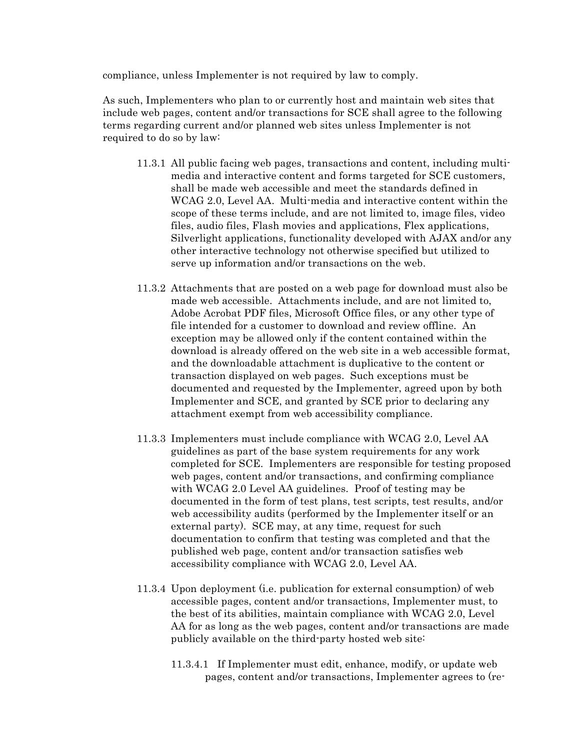compliance, unless Implementer is not required by law to comply.

As such, Implementers who plan to or currently host and maintain web sites that include web pages, content and/or transactions for SCE shall agree to the following terms regarding current and/or planned web sites unless Implementer is not required to do so by law:

11.3.1 All public facing web pages, transactions and content, including multi-media and interactive content and forms targeted for SCE customers, shall be made web accessible and meet the standards defined in WCAG 2.0, Level AA. Multi-media and interactive content within the scope of these terms include, and are not limited to, image files, video files, audio files, Flash movies and applications, Flex applications, Silverlight applications, functionality developed with AJAX and/or any other interactive technology not otherwise specified but utilized to serve up information and/or transactions on the web.

11.3.2 Attachments that are posted on a web page for download must also be made web accessible. Attachments include, and are not limited to, Adobe Acrobat PDF files, Microsoft Office files, or any other type of file intended for a customer to download and review offline. An exception may be allowed only if the content contained within the download is already offered on the web site in a web accessible format, and the downloadable attachment is duplicative to the content or transaction displayed on web pages. Such exceptions must be documented and requested by the Implementer, agreed upon by both Implementer and SCE, and granted by SCE prior to declaring any attachment exempt from web accessibility compliance.

11.3.3 Implementers must include compliance with WCAG 2.0, Level AA guidelines as part of the base system requirements for any work completed for SCE. Implementers are responsible for testing proposed web pages, content and/or transactions, and confirming compliance with WCAG 2.0 Level AA guidelines. Proof of testing may be documented in the form of test plans, test scripts, test results, and/or web accessibility audits (performed by the Implementer itself or an external party). SCE may, at any time, request for such documentation to confirm that testing was completed and that the published web page, content and/or transaction satisfies web accessibility compliance with WCAG 2.0, Level AA.

11.3.4 Upon deployment (i.e. publication for external consumption) of web accessible pages, content and/or transactions, Implementer must, to the best of its abilities, maintain compliance with WCAG 2.0, Level AA for as long as the web pages, content and/or transactions are made publicly available on the third-party hosted web site:

11.3.4.1 If Implementer must edit, enhance, modify, or update web pages, content and/or transactions, Implementer agrees to (re-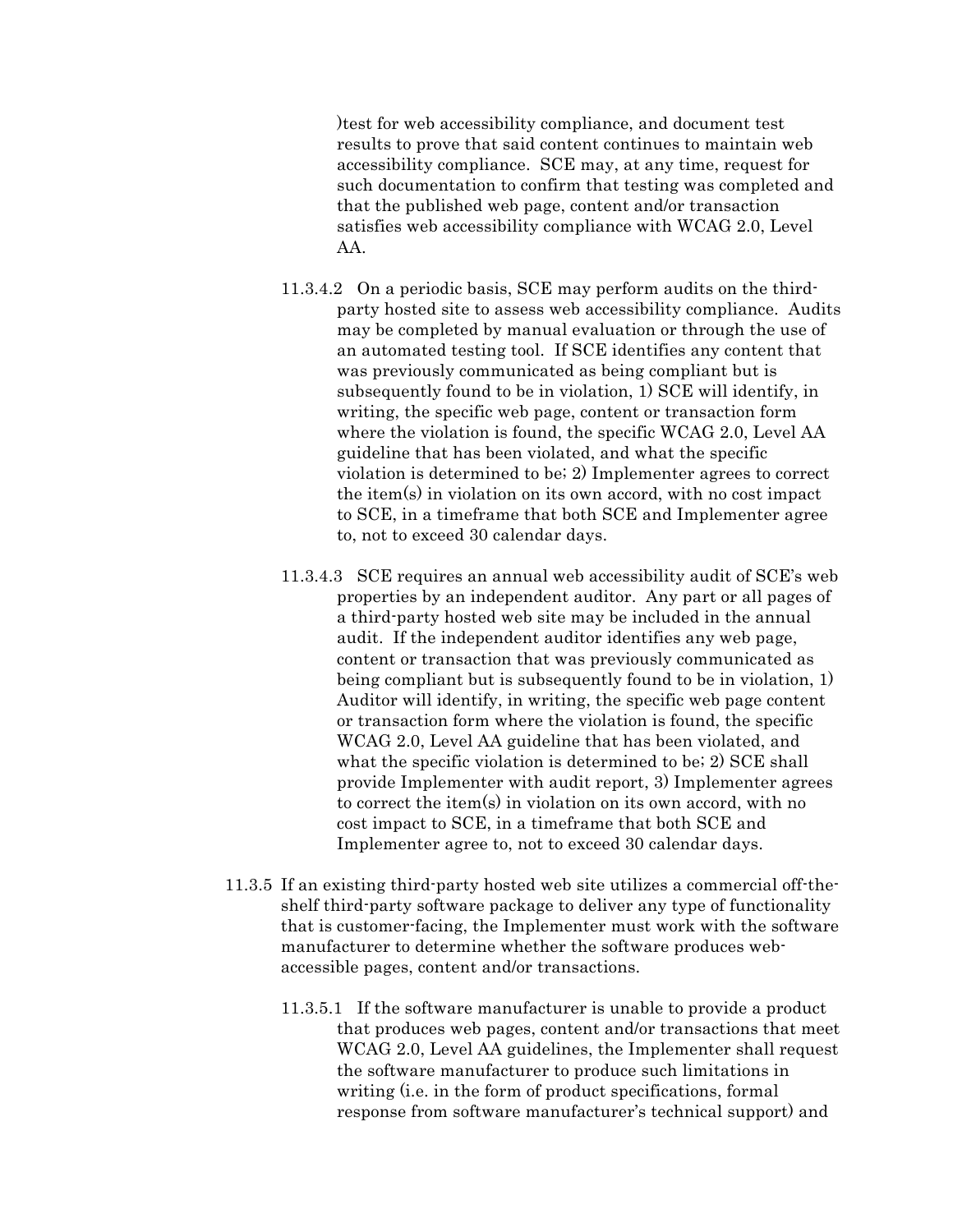)test for web accessibility compliance, and document test results to prove that said content continues to maintain web accessibility compliance. SCE may, at any time, request for such documentation to confirm that testing was completed and that the published web page, content and/or transaction satisfies web accessibility compliance with WCAG 2.0, Level AA.

11.3.4.2 On a periodic basis, SCE may perform audits on the third-party hosted site to assess web accessibility compliance. Audits may be completed by manual evaluation or through the use of an automated testing tool. If SCE identifies any content that was previously communicated as being compliant but is subsequently found to be in violation, 1) SCE will identify, in writing, the specific web page, content or transaction form where the violation is found, the specific WCAG 2.0, Level AA guideline that has been violated, and what the specific violation is determined to be; 2) Implementer agrees to correct the item(s) in violation on its own accord, with no cost impact to SCE, in a timeframe that both SCE and Implementer agree to, not to exceed 30 calendar days.

11.3.4.3 SCE requires an annual web accessibility audit of SCE's web properties by an independent auditor. Any part or all pages of a third-party hosted web site may be included in the annual audit. If the independent auditor identifies any web page, content or transaction that was previously communicated as being compliant but is subsequently found to be in violation, 1) Auditor will identify, in writing, the specific web page content or transaction form where the violation is found, the specific WCAG 2.0, Level AA guideline that has been violated, and what the specific violation is determined to be; 2) SCE shall provide Implementer with audit report, 3) Implementer agrees to correct the item(s) in violation on its own accord, with no cost impact to SCE, in a timeframe that both SCE and Implementer agree to, not to exceed 30 calendar days.

11.3.5 If an existing third-party hosted web site utilizes a commercial off-the-shelf third-party software package to deliver any type of functionality that is customer-facing, the Implementer must work with the software manufacturer to determine whether the software produces web-accessible pages, content and/or transactions.

11.3.5.1 If the software manufacturer is unable to provide a product that produces web pages, content and/or transactions that meet WCAG 2.0, Level AA guidelines, the Implementer shall request the software manufacturer to produce such limitations in writing (i.e. in the form of product specifications, formal response from software manufacturer's technical support) and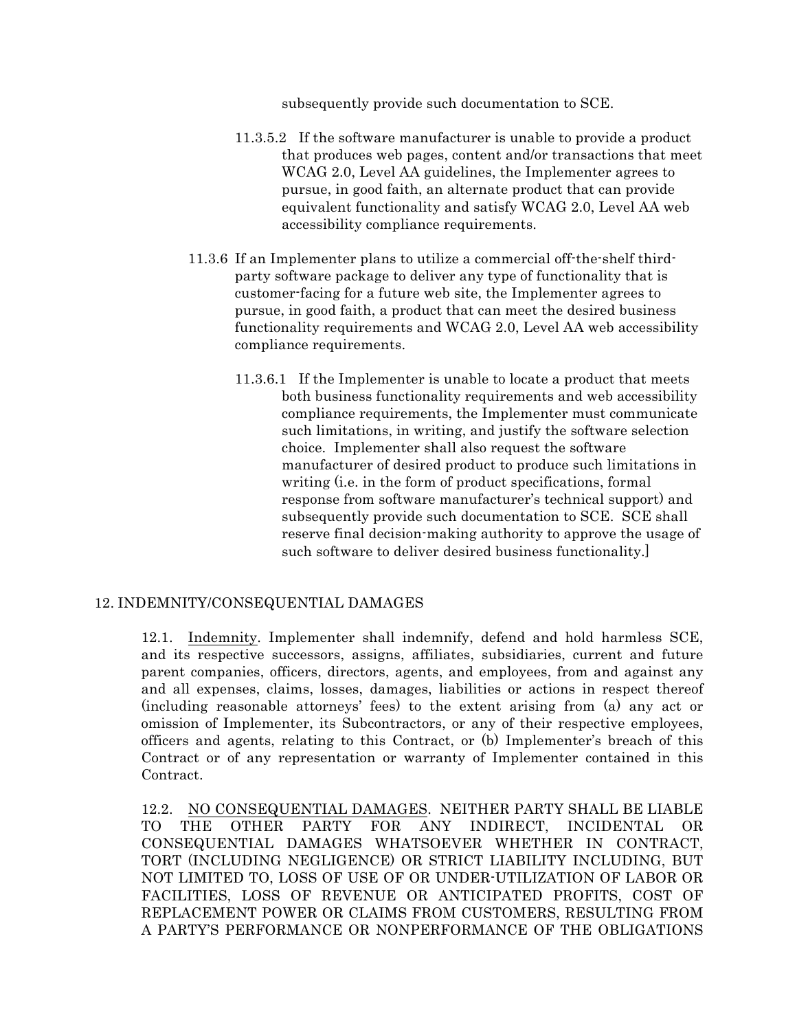subsequently provide such documentation to SCE.

11.3.5.2 If the software manufacturer is unable to provide a product that produces web pages, content and/or transactions that meet WCAG 2.0, Level AA guidelines, the Implementer agrees to pursue, in good faith, an alternate product that can provide equivalent functionality and satisfy WCAG 2.0, Level AA web accessibility compliance requirements.

11.3.6 If an Implementer plans to utilize a commercial off-the-shelf third-party software package to deliver any type of functionality that is customer-facing for a future web site, the Implementer agrees to pursue, in good faith, a product that can meet the desired business functionality requirements and WCAG 2.0, Level AA web accessibility compliance requirements.

11.3.6.1 If the Implementer is unable to locate a product that meets both business functionality requirements and web accessibility compliance requirements, the Implementer must communicate such limitations, in writing, and justify the software selection choice. Implementer shall also request the software manufacturer of desired product to produce such limitations in writing (i.e. in the form of product specifications, formal response from software manufacturer's technical support) and subsequently provide such documentation to SCE. SCE shall reserve final decision-making authority to approve the usage of such software to deliver desired business functionality.]

## 12. INDEMNITY/CONSEQUENTIAL DAMAGES

12.1. Indemnity. Implementer shall indemnify, defend and hold harmless SCE, and its respective successors, assigns, affiliates, subsidiaries, current and future parent companies, officers, directors, agents, and employees, from and against any and all expenses, claims, losses, damages, liabilities or actions in respect thereof (including reasonable attorneys' fees) to the extent arising from (a) any act or omission of Implementer, its Subcontractors, or any of their respective employees, officers and agents, relating to this Contract, or (b) Implementer's breach of this Contract or of any representation or warranty of Implementer contained in this Contract.

12.2. NO CONSEQUENTIAL DAMAGES. NEITHER PARTY SHALL BE LIABLE TO THE OTHER PARTY FOR ANY INDIRECT, INCIDENTAL OR CONSEQUENTIAL DAMAGES WHATSOEVER WHETHER IN CONTRACT, TORT (INCLUDING NEGLIGENCE) OR STRICT LIABILITY INCLUDING, BUT NOT LIMITED TO, LOSS OF USE OF OR UNDER-UTILIZATION OF LABOR OR FACILITIES, LOSS OF REVENUE OR ANTICIPATED PROFITS, COST OF REPLACEMENT POWER OR CLAIMS FROM CUSTOMERS, RESULTING FROM A PARTY'S PERFORMANCE OR NONPERFORMANCE OF THE OBLIGATIONS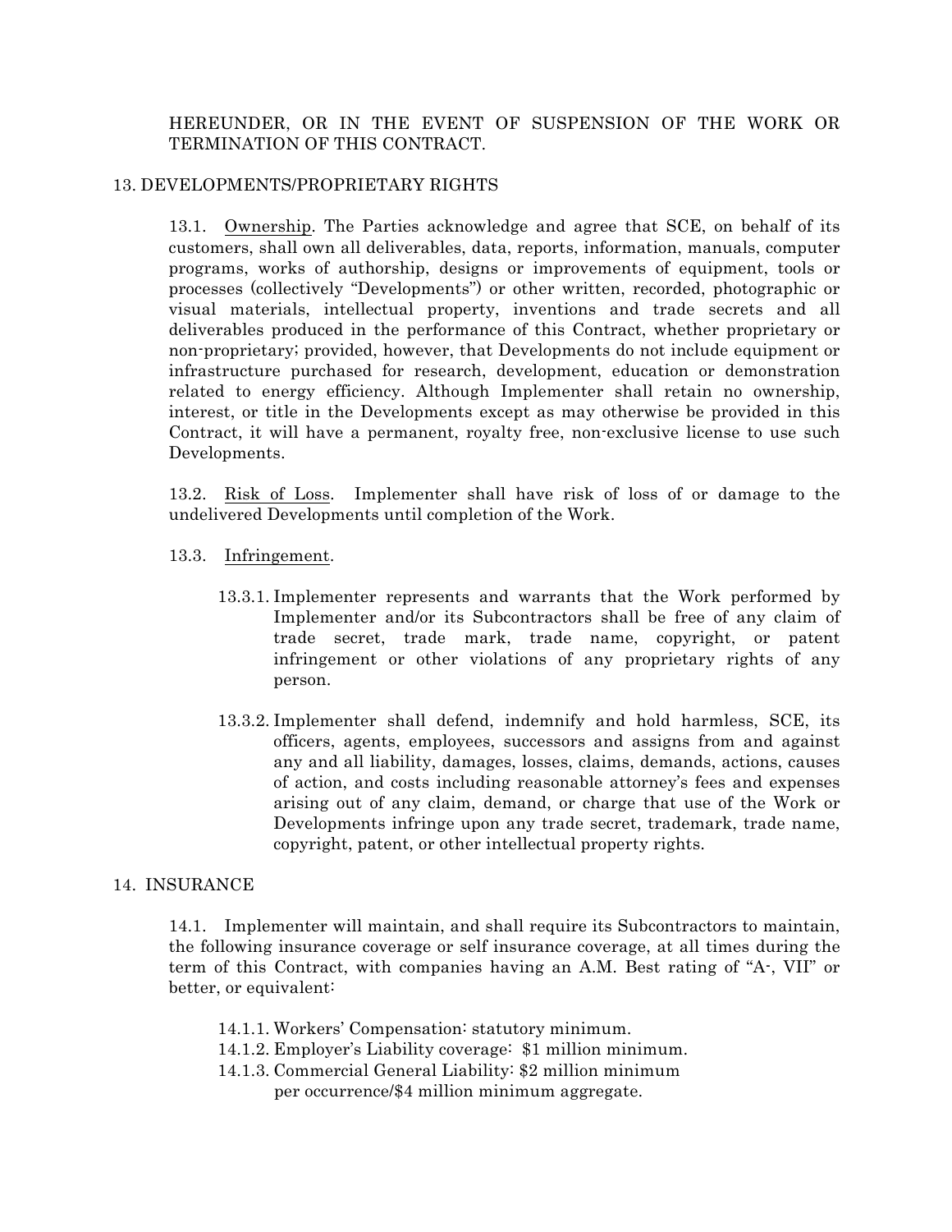HEREUNDER, OR IN THE EVENT OF SUSPENSION OF THE WORK OR TERMINATION OF THIS CONTRACT.

## 13. DEVELOPMENTS/PROPRIETARY RIGHTS

13.1. Ownership. The Parties acknowledge and agree that SCE, on behalf of its customers, shall own all deliverables, data, reports, information, manuals, computer programs, works of authorship, designs or improvements of equipment, tools or processes (collectively "Developments") or other written, recorded, photographic or visual materials, intellectual property, inventions and trade secrets and all deliverables produced in the performance of this Contract, whether proprietary or non-proprietary; provided, however, that Developments do not include equipment or infrastructure purchased for research, development, education or demonstration related to energy efficiency. Although Implementer shall retain no ownership, interest, or title in the Developments except as may otherwise be provided in this Contract, it will have a permanent, royalty free, non-exclusive license to use such Developments.

13.2. Risk of Loss. Implementer shall have risk of loss of or damage to the undelivered Developments until completion of the Work.

13.3. Infringement.

13.3.1. Implementer represents and warrants that the Work performed by Implementer and/or its Subcontractors shall be free of any claim of trade secret, trade mark, trade name, copyright, or patent infringement or other violations of any proprietary rights of any person.

13.3.2. Implementer shall defend, indemnify and hold harmless, SCE, its officers, agents, employees, successors and assigns from and against any and all liability, damages, losses, claims, demands, actions, causes of action, and costs including reasonable attorney's fees and expenses arising out of any claim, demand, or charge that use of the Work or Developments infringe upon any trade secret, trademark, trade name, copyright, patent, or other intellectual property rights.

## 14. INSURANCE

14.1. Implementer will maintain, and shall require its Subcontractors to maintain, the following insurance coverage or self insurance coverage, at all times during the term of this Contract, with companies having an A.M. Best rating of "A-, VII" or better, or equivalent:

14.1.1. Workers' Compensation: statutory minimum.

14.1.2. Employer's Liability coverage: $1 million minimum.

14.1.3. Commercial General Liability: $2 million minimum per occurrence/$4 million minimum aggregate.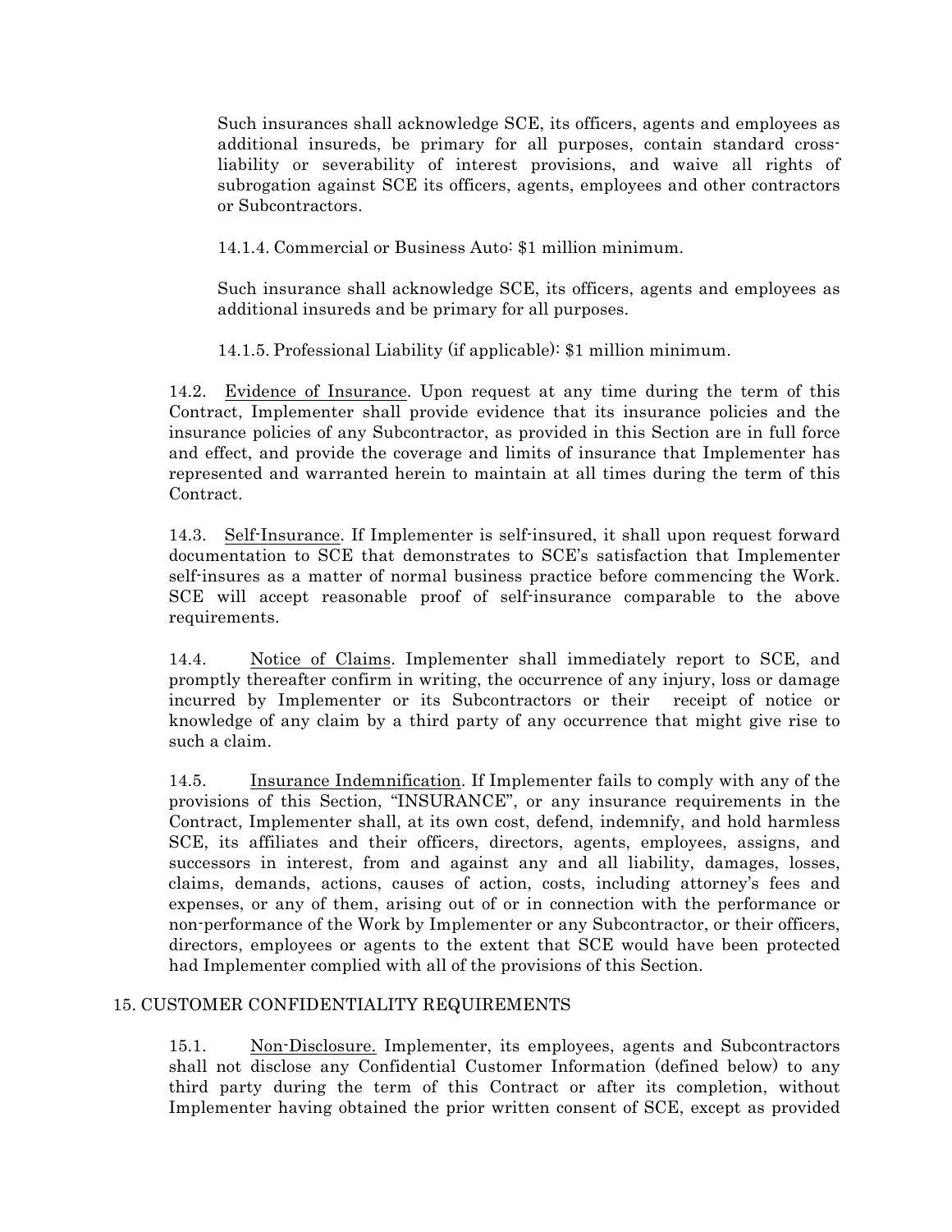Such insurances shall acknowledge SCE, its officers, agents and employees as additional insureds, be primary for all purposes, contain standard cross-liability or severability of interest provisions, and waive all rights of subrogation against SCE its officers, agents, employees and other contractors or Subcontractors.

14.1.4. Commercial or Business Auto: $1 million minimum.

Such insurance shall acknowledge SCE, its officers, agents and employees as additional insureds and be primary for all purposes.

14.1.5. Professional Liability (if applicable): $1 million minimum.

14.2. Evidence of Insurance. Upon request at any time during the term of this Contract, Implementer shall provide evidence that its insurance policies and the insurance policies of any Subcontractor, as provided in this Section are in full force and effect, and provide the coverage and limits of insurance that Implementer has represented and warranted herein to maintain at all times during the term of this Contract.

14.3. Self-Insurance. If Implementer is self-insured, it shall upon request forward documentation to SCE that demonstrates to SCE's satisfaction that Implementer self-insures as a matter of normal business practice before commencing the Work. SCE will accept reasonable proof of self-insurance comparable to the above requirements.

14.4. Notice of Claims. Implementer shall immediately report to SCE, and promptly thereafter confirm in writing, the occurrence of any injury, loss or damage incurred by Implementer or its Subcontractors or their receipt of notice or knowledge of any claim by a third party of any occurrence that might give rise to such a claim.

14.5. Insurance Indemnification. If Implementer fails to comply with any of the provisions of this Section, "INSURANCE", or any insurance requirements in the Contract, Implementer shall, at its own cost, defend, indemnify, and hold harmless SCE, its affiliates and their officers, directors, agents, employees, assigns, and successors in interest, from and against any and all liability, damages, losses, claims, demands, actions, causes of action, costs, including attorney's fees and expenses, or any of them, arising out of or in connection with the performance or non-performance of the Work by Implementer or any Subcontractor, or their officers, directors, employees or agents to the extent that SCE would have been protected had Implementer complied with all of the provisions of this Section.

## 15. CUSTOMER CONFIDENTIALITY REQUIREMENTS

15.1. Non-Disclosure. Implementer, its employees, agents and Subcontractors shall not disclose any Confidential Customer Information (defined below) to any third party during the term of this Contract or after its completion, without Implementer having obtained the prior written consent of SCE, except as provided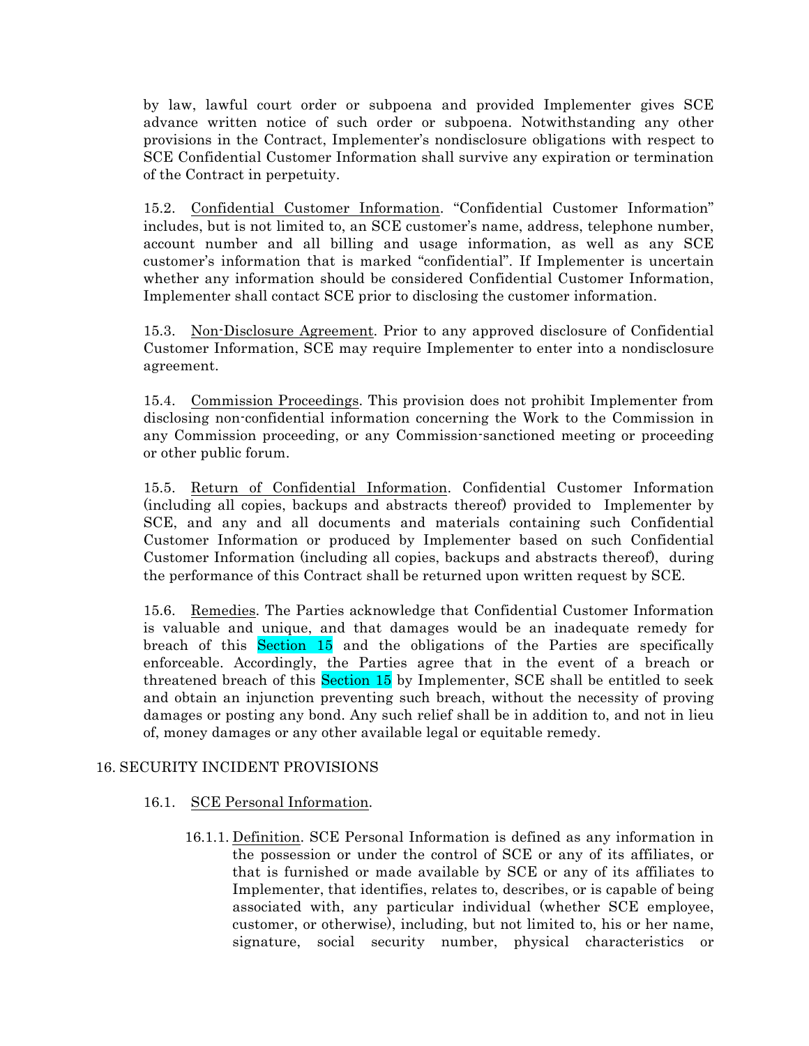by law, lawful court order or subpoena and provided Implementer gives SCE advance written notice of such order or subpoena. Notwithstanding any other provisions in the Contract, Implementer's nondisclosure obligations with respect to SCE Confidential Customer Information shall survive any expiration or termination of the Contract in perpetuity.

15.2. Confidential Customer Information. "Confidential Customer Information" includes, but is not limited to, an SCE customer's name, address, telephone number, account number and all billing and usage information, as well as any SCE customer's information that is marked "confidential". If Implementer is uncertain whether any information should be considered Confidential Customer Information, Implementer shall contact SCE prior to disclosing the customer information.

15.3. Non-Disclosure Agreement. Prior to any approved disclosure of Confidential Customer Information, SCE may require Implementer to enter into a nondisclosure agreement.

15.4. Commission Proceedings. This provision does not prohibit Implementer from disclosing non-confidential information concerning the Work to the Commission in any Commission proceeding, or any Commission-sanctioned meeting or proceeding or other public forum.

15.5. Return of Confidential Information. Confidential Customer Information (including all copies, backups and abstracts thereof) provided to Implementer by SCE, and any and all documents and materials containing such Confidential Customer Information or produced by Implementer based on such Confidential Customer Information (including all copies, backups and abstracts thereof), during the performance of this Contract shall be returned upon written request by SCE.

15.6. Remedies. The Parties acknowledge that Confidential Customer Information is valuable and unique, and that damages would be an inadequate remedy for breach of this Section 15 and the obligations of the Parties are specifically enforceable. Accordingly, the Parties agree that in the event of a breach or threatened breach of this Section 15 by Implementer, SCE shall be entitled to seek and obtain an injunction preventing such breach, without the necessity of proving damages or posting any bond. Any such relief shall be in addition to, and not in lieu of, money damages or any other available legal or equitable remedy.

## 16. SECURITY INCIDENT PROVISIONS

16.1. SCE Personal Information.

16.1.1. Definition. SCE Personal Information is defined as any information in the possession or under the control of SCE or any of its affiliates, or that is furnished or made available by SCE or any of its affiliates to Implementer, that identifies, relates to, describes, or is capable of being associated with, any particular individual (whether SCE employee, customer, or otherwise), including, but not limited to, his or her name, signature, social security number, physical characteristics or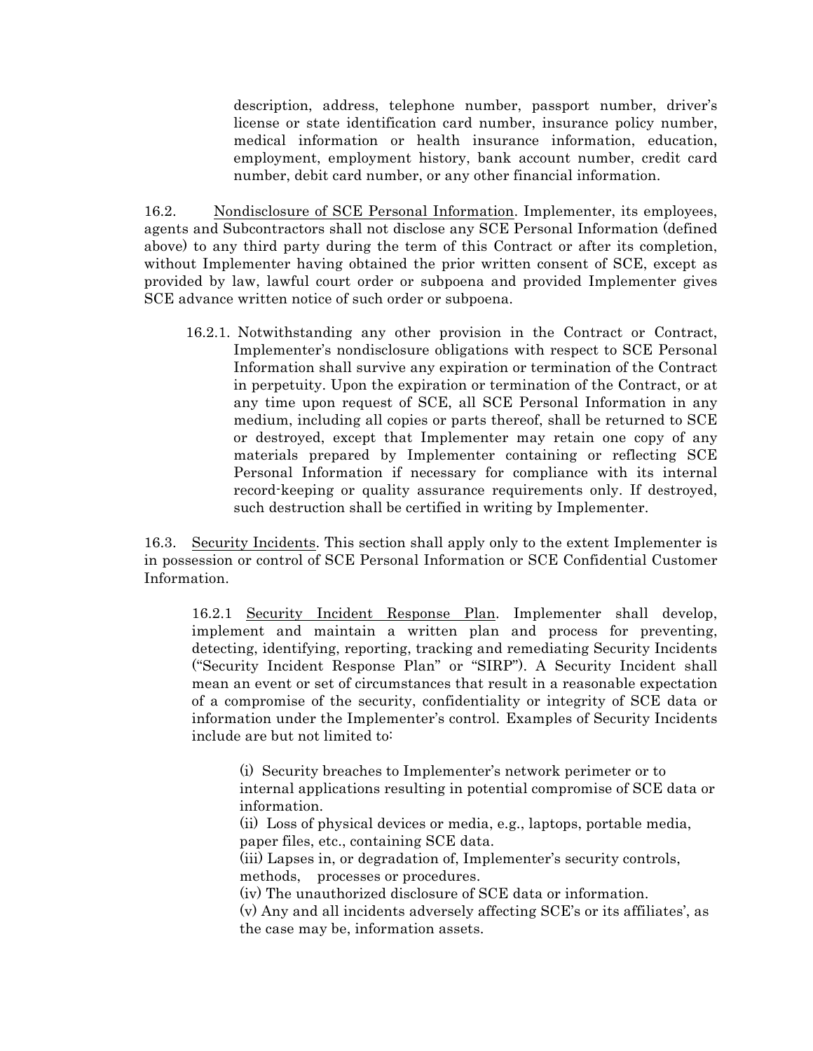description, address, telephone number, passport number, driver's license or state identification card number, insurance policy number, medical information or health insurance information, education, employment, employment history, bank account number, credit card number, debit card number, or any other financial information.

16.2. Nondisclosure of SCE Personal Information. Implementer, its employees, agents and Subcontractors shall not disclose any SCE Personal Information (defined above) to any third party during the term of this Contract or after its completion, without Implementer having obtained the prior written consent of SCE, except as provided by law, lawful court order or subpoena and provided Implementer gives SCE advance written notice of such order or subpoena.

16.2.1. Notwithstanding any other provision in the Contract or Contract, Implementer's nondisclosure obligations with respect to SCE Personal Information shall survive any expiration or termination of the Contract in perpetuity. Upon the expiration or termination of the Contract, or at any time upon request of SCE, all SCE Personal Information in any medium, including all copies or parts thereof, shall be returned to SCE or destroyed, except that Implementer may retain one copy of any materials prepared by Implementer containing or reflecting SCE Personal Information if necessary for compliance with its internal record-keeping or quality assurance requirements only. If destroyed, such destruction shall be certified in writing by Implementer.

16.3. Security Incidents. This section shall apply only to the extent Implementer is in possession or control of SCE Personal Information or SCE Confidential Customer Information.

16.2.1 Security Incident Response Plan. Implementer shall develop, implement and maintain a written plan and process for preventing, detecting, identifying, reporting, tracking and remediating Security Incidents ("Security Incident Response Plan" or "SIRP"). A Security Incident shall mean an event or set of circumstances that result in a reasonable expectation of a compromise of the security, confidentiality or integrity of SCE data or information under the Implementer's control. Examples of Security Incidents include are but not limited to:

(i) Security breaches to Implementer's network perimeter or to internal applications resulting in potential compromise of SCE data or information.
(ii) Loss of physical devices or media, e.g., laptops, portable media, paper files, etc., containing SCE data.
(iii) Lapses in, or degradation of, Implementer's security controls, methods, processes or procedures.
(iv) The unauthorized disclosure of SCE data or information.
(v) Any and all incidents adversely affecting SCE's or its affiliates', as the case may be, information assets.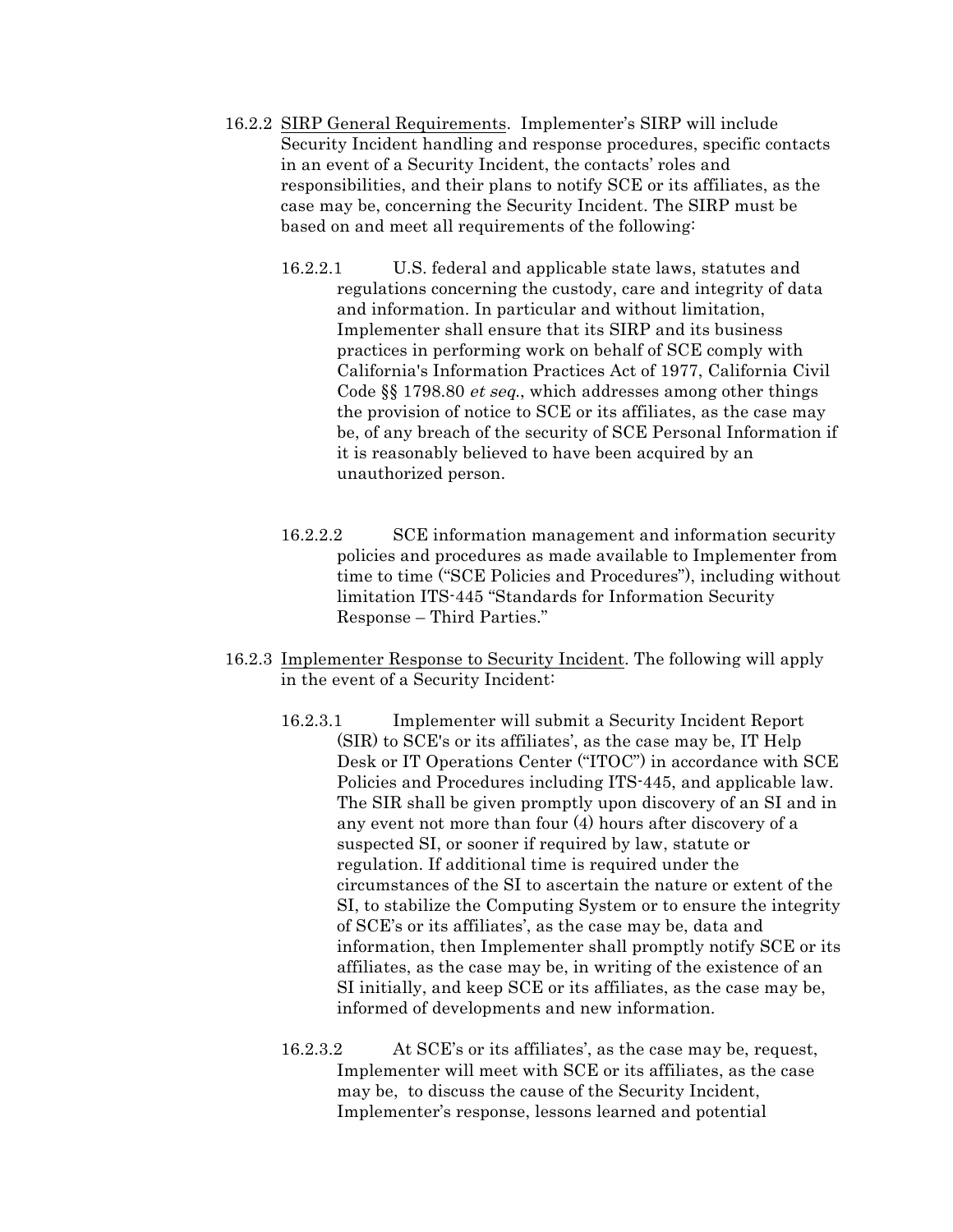16.2.2 <u>SIRP General Requirements</u>. Implementer's SIRP will include Security Incident handling and response procedures, specific contacts in an event of a Security Incident, the contacts' roles and responsibilities, and their plans to notify SCE or its affiliates, as the case may be, concerning the Security Incident. The SIRP must be based on and meet all requirements of the following:

16.2.2.1 U.S. federal and applicable state laws, statutes and regulations concerning the custody, care and integrity of data and information. In particular and without limitation, Implementer shall ensure that its SIRP and its business practices in performing work on behalf of SCE comply with California's Information Practices Act of 1977, California Civil Code §§ 1798.80 *et seq.*, which addresses among other things the provision of notice to SCE or its affiliates, as the case may be, of any breach of the security of SCE Personal Information if it is reasonably believed to have been acquired by an unauthorized person.

16.2.2.2 SCE information management and information security policies and procedures as made available to Implementer from time to time ("SCE Policies and Procedures"), including without limitation ITS-445 "Standards for Information Security Response – Third Parties."

16.2.3 <u>Implementer Response to Security Incident</u>. The following will apply in the event of a Security Incident:

16.2.3.1 Implementer will submit a Security Incident Report (SIR) to SCE's or its affiliates', as the case may be, IT Help Desk or IT Operations Center ("ITOC") in accordance with SCE Policies and Procedures including ITS-445, and applicable law. The SIR shall be given promptly upon discovery of an SI and in any event not more than four (4) hours after discovery of a suspected SI, or sooner if required by law, statute or regulation. If additional time is required under the circumstances of the SI to ascertain the nature or extent of the SI, to stabilize the Computing System or to ensure the integrity of SCE's or its affiliates', as the case may be, data and information, then Implementer shall promptly notify SCE or its affiliates, as the case may be, in writing of the existence of an SI initially, and keep SCE or its affiliates, as the case may be, informed of developments and new information.

16.2.3.2 At SCE's or its affiliates', as the case may be, request, Implementer will meet with SCE or its affiliates, as the case may be, to discuss the cause of the Security Incident, Implementer's response, lessons learned and potential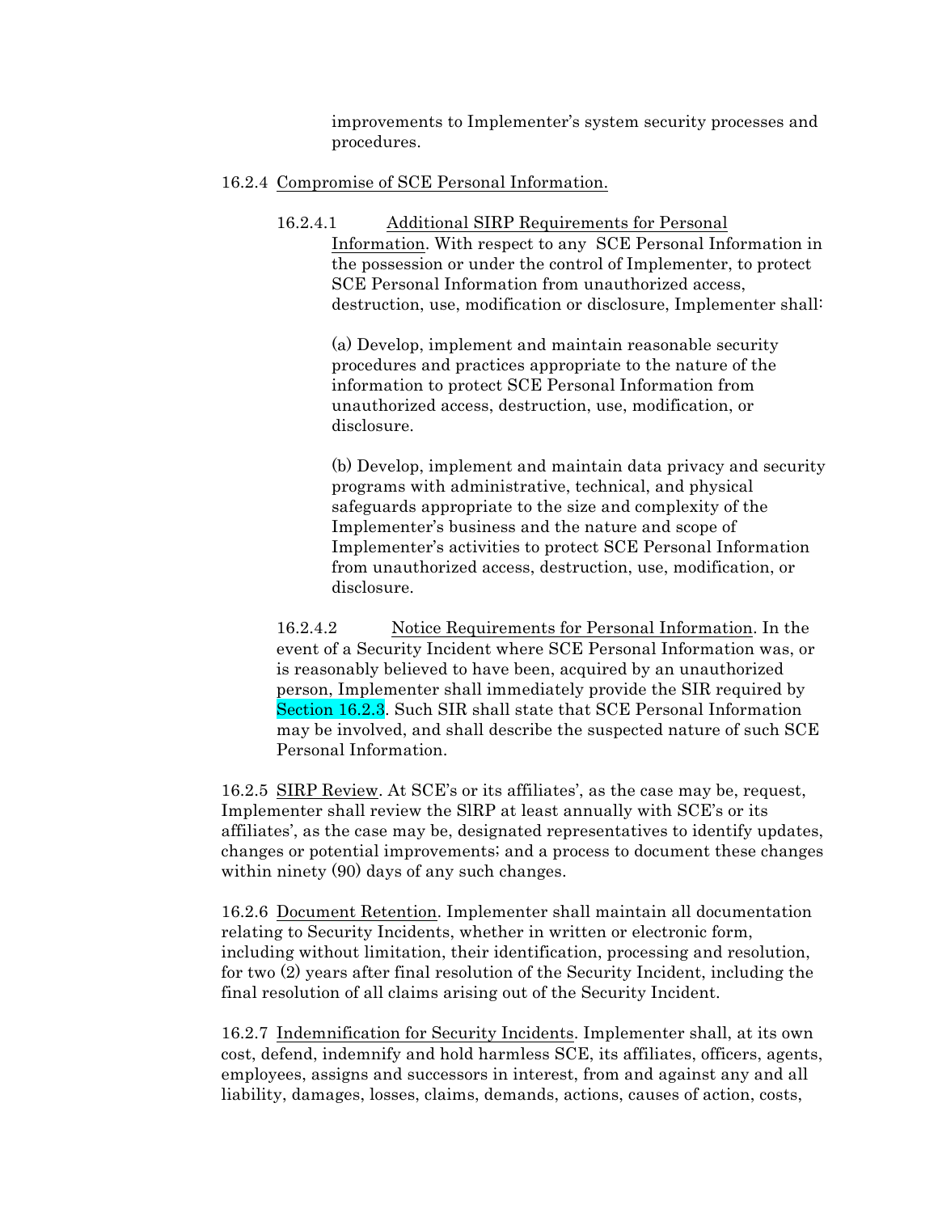improvements to Implementer's system security processes and procedures.

16.2.4 Compromise of SCE Personal Information.

16.2.4.1 Additional SIRP Requirements for Personal Information. With respect to any SCE Personal Information in the possession or under the control of Implementer, to protect SCE Personal Information from unauthorized access, destruction, use, modification or disclosure, Implementer shall:

(a) Develop, implement and maintain reasonable security procedures and practices appropriate to the nature of the information to protect SCE Personal Information from unauthorized access, destruction, use, modification, or disclosure.

(b) Develop, implement and maintain data privacy and security programs with administrative, technical, and physical safeguards appropriate to the size and complexity of the Implementer's business and the nature and scope of Implementer's activities to protect SCE Personal Information from unauthorized access, destruction, use, modification, or disclosure.

16.2.4.2 Notice Requirements for Personal Information. In the event of a Security Incident where SCE Personal Information was, or is reasonably believed to have been, acquired by an unauthorized person, Implementer shall immediately provide the SIR required by Section 16.2.3. Such SIR shall state that SCE Personal Information may be involved, and shall describe the suspected nature of such SCE Personal Information.

16.2.5 SIRP Review. At SCE's or its affiliates', as the case may be, request, Implementer shall review the SIRP at least annually with SCE's or its affiliates', as the case may be, designated representatives to identify updates, changes or potential improvements; and a process to document these changes within ninety (90) days of any such changes.

16.2.6 Document Retention. Implementer shall maintain all documentation relating to Security Incidents, whether in written or electronic form, including without limitation, their identification, processing and resolution, for two (2) years after final resolution of the Security Incident, including the final resolution of all claims arising out of the Security Incident.

16.2.7 Indemnification for Security Incidents. Implementer shall, at its own cost, defend, indemnify and hold harmless SCE, its affiliates, officers, agents, employees, assigns and successors in interest, from and against any and all liability, damages, losses, claims, demands, actions, causes of action, costs,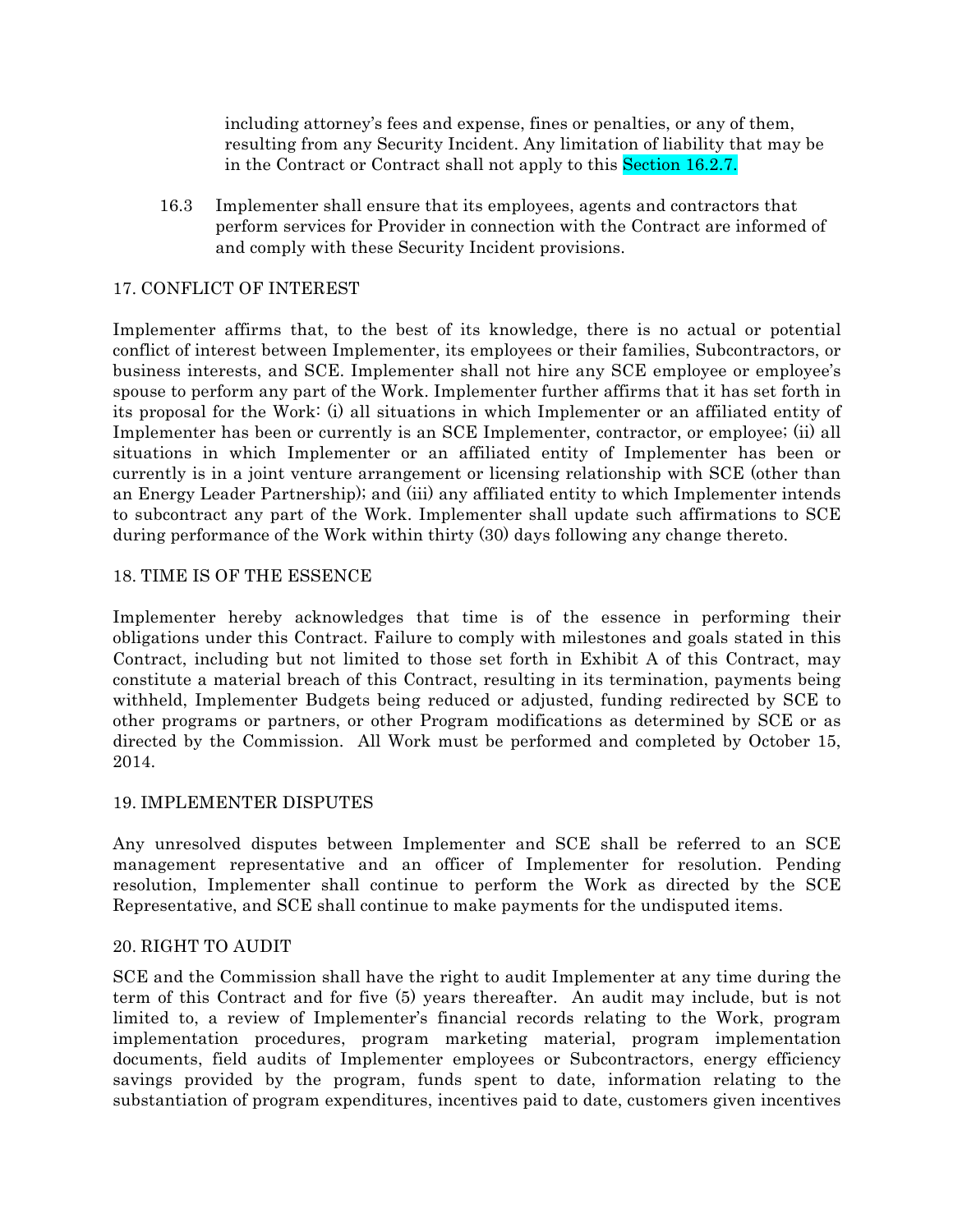including attorney's fees and expense, fines or penalties, or any of them, resulting from any Security Incident. Any limitation of liability that may be in the Contract or Contract shall not apply to this Section 16.2.7.

16.3 Implementer shall ensure that its employees, agents and contractors that perform services for Provider in connection with the Contract are informed of and comply with these Security Incident provisions.

## 17. CONFLICT OF INTEREST

Implementer affirms that, to the best of its knowledge, there is no actual or potential conflict of interest between Implementer, its employees or their families, Subcontractors, or business interests, and SCE. Implementer shall not hire any SCE employee or employee's spouse to perform any part of the Work. Implementer further affirms that it has set forth in its proposal for the Work: (i) all situations in which Implementer or an affiliated entity of Implementer has been or currently is an SCE Implementer, contractor, or employee; (ii) all situations in which Implementer or an affiliated entity of Implementer has been or currently is in a joint venture arrangement or licensing relationship with SCE (other than an Energy Leader Partnership); and (iii) any affiliated entity to which Implementer intends to subcontract any part of the Work. Implementer shall update such affirmations to SCE during performance of the Work within thirty (30) days following any change thereto.

## 18. TIME IS OF THE ESSENCE

Implementer hereby acknowledges that time is of the essence in performing their obligations under this Contract. Failure to comply with milestones and goals stated in this Contract, including but not limited to those set forth in Exhibit A of this Contract, may constitute a material breach of this Contract, resulting in its termination, payments being withheld, Implementer Budgets being reduced or adjusted, funding redirected by SCE to other programs or partners, or other Program modifications as determined by SCE or as directed by the Commission. All Work must be performed and completed by October 15, 2014.

## 19. IMPLEMENTER DISPUTES

Any unresolved disputes between Implementer and SCE shall be referred to an SCE management representative and an officer of Implementer for resolution. Pending resolution, Implementer shall continue to perform the Work as directed by the SCE Representative, and SCE shall continue to make payments for the undisputed items.

## 20. RIGHT TO AUDIT

SCE and the Commission shall have the right to audit Implementer at any time during the term of this Contract and for five (5) years thereafter. An audit may include, but is not limited to, a review of Implementer's financial records relating to the Work, program implementation procedures, program marketing material, program implementation documents, field audits of Implementer employees or Subcontractors, energy efficiency savings provided by the program, funds spent to date, information relating to the substantiation of program expenditures, incentives paid to date, customers given incentives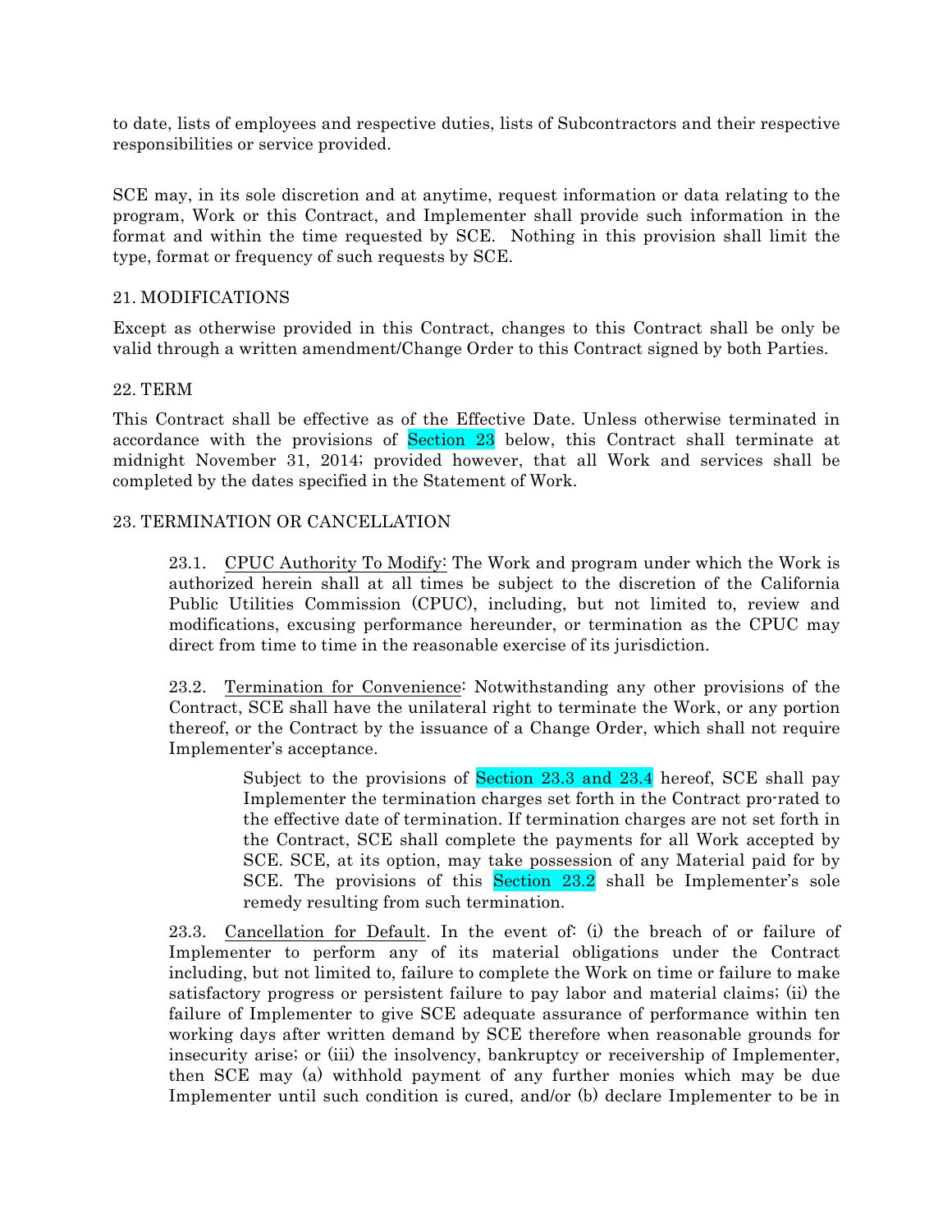to date, lists of employees and respective duties, lists of Subcontractors and their respective responsibilities or service provided.

SCE may, in its sole discretion and at anytime, request information or data relating to the program, Work or this Contract, and Implementer shall provide such information in the format and within the time requested by SCE. Nothing in this provision shall limit the type, format or frequency of such requests by SCE.

## 21. MODIFICATIONS

Except as otherwise provided in this Contract, changes to this Contract shall be only be valid through a written amendment/Change Order to this Contract signed by both Parties.

## 22. TERM

This Contract shall be effective as of the Effective Date. Unless otherwise terminated in accordance with the provisions of Section 23 below, this Contract shall terminate at midnight November 31, 2014; provided however, that all Work and services shall be completed by the dates specified in the Statement of Work.

## 23. TERMINATION OR CANCELLATION

23.1. CPUC Authority To Modify: The Work and program under which the Work is authorized herein shall at all times be subject to the discretion of the California Public Utilities Commission (CPUC), including, but not limited to, review and modifications, excusing performance hereunder, or termination as the CPUC may direct from time to time in the reasonable exercise of its jurisdiction.

23.2. Termination for Convenience: Notwithstanding any other provisions of the Contract, SCE shall have the unilateral right to terminate the Work, or any portion thereof, or the Contract by the issuance of a Change Order, which shall not require Implementer's acceptance.

> Subject to the provisions of Section 23.3 and 23.4 hereof, SCE shall pay Implementer the termination charges set forth in the Contract pro-rated to the effective date of termination. If termination charges are not set forth in the Contract, SCE shall complete the payments for all Work accepted by SCE. SCE, at its option, may take possession of any Material paid for by SCE. The provisions of this Section 23.2 shall be Implementer's sole remedy resulting from such termination.

23.3. Cancellation for Default. In the event of: (i) the breach of or failure of Implementer to perform any of its material obligations under the Contract including, but not limited to, failure to complete the Work on time or failure to make satisfactory progress or persistent failure to pay labor and material claims; (ii) the failure of Implementer to give SCE adequate assurance of performance within ten working days after written demand by SCE therefore when reasonable grounds for insecurity arise; or (iii) the insolvency, bankruptcy or receivership of Implementer, then SCE may (a) withhold payment of any further monies which may be due Implementer until such condition is cured, and/or (b) declare Implementer to be in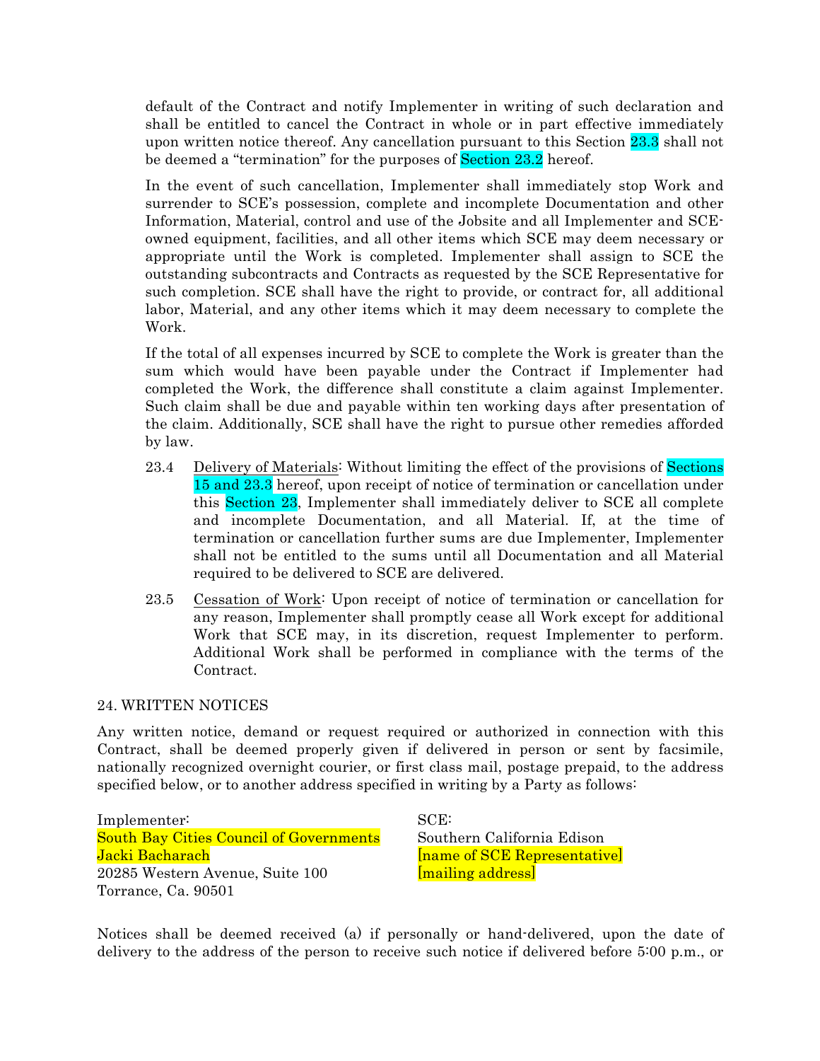default of the Contract and notify Implementer in writing of such declaration and shall be entitled to cancel the Contract in whole or in part effective immediately upon written notice thereof. Any cancellation pursuant to this Section 23.3 shall not be deemed a "termination" for the purposes of Section 23.2 hereof.

In the event of such cancellation, Implementer shall immediately stop Work and surrender to SCE's possession, complete and incomplete Documentation and other Information, Material, control and use of the Jobsite and all Implementer and SCE-owned equipment, facilities, and all other items which SCE may deem necessary or appropriate until the Work is completed. Implementer shall assign to SCE the outstanding subcontracts and Contracts as requested by the SCE Representative for such completion. SCE shall have the right to provide, or contract for, all additional labor, Material, and any other items which it may deem necessary to complete the Work.

If the total of all expenses incurred by SCE to complete the Work is greater than the sum which would have been payable under the Contract if Implementer had completed the Work, the difference shall constitute a claim against Implementer. Such claim shall be due and payable within ten working days after presentation of the claim. Additionally, SCE shall have the right to pursue other remedies afforded by law.

23.4 Delivery of Materials: Without limiting the effect of the provisions of Sections 15 and 23.3 hereof, upon receipt of notice of termination or cancellation under this Section 23, Implementer shall immediately deliver to SCE all complete and incomplete Documentation, and all Material. If, at the time of termination or cancellation further sums are due Implementer, Implementer shall not be entitled to the sums until all Documentation and all Material required to be delivered to SCE are delivered.

23.5 Cessation of Work: Upon receipt of notice of termination or cancellation for any reason, Implementer shall promptly cease all Work except for additional Work that SCE may, in its discretion, request Implementer to perform. Additional Work shall be performed in compliance with the terms of the Contract.

## 24. WRITTEN NOTICES

Any written notice, demand or request required or authorized in connection with this Contract, shall be deemed properly given if delivered in person or sent by facsimile, nationally recognized overnight courier, or first class mail, postage prepaid, to the address specified below, or to another address specified in writing by a Party as follows:

Implementer:
South Bay Cities Council of Governments
Jacki Bacharach
20285 Western Avenue, Suite 100
Torrance, Ca. 90501

SCE:
Southern California Edison
[name of SCE Representative]
[mailing address]

Notices shall be deemed received (a) if personally or hand-delivered, upon the date of delivery to the address of the person to receive such notice if delivered before 5:00 p.m., or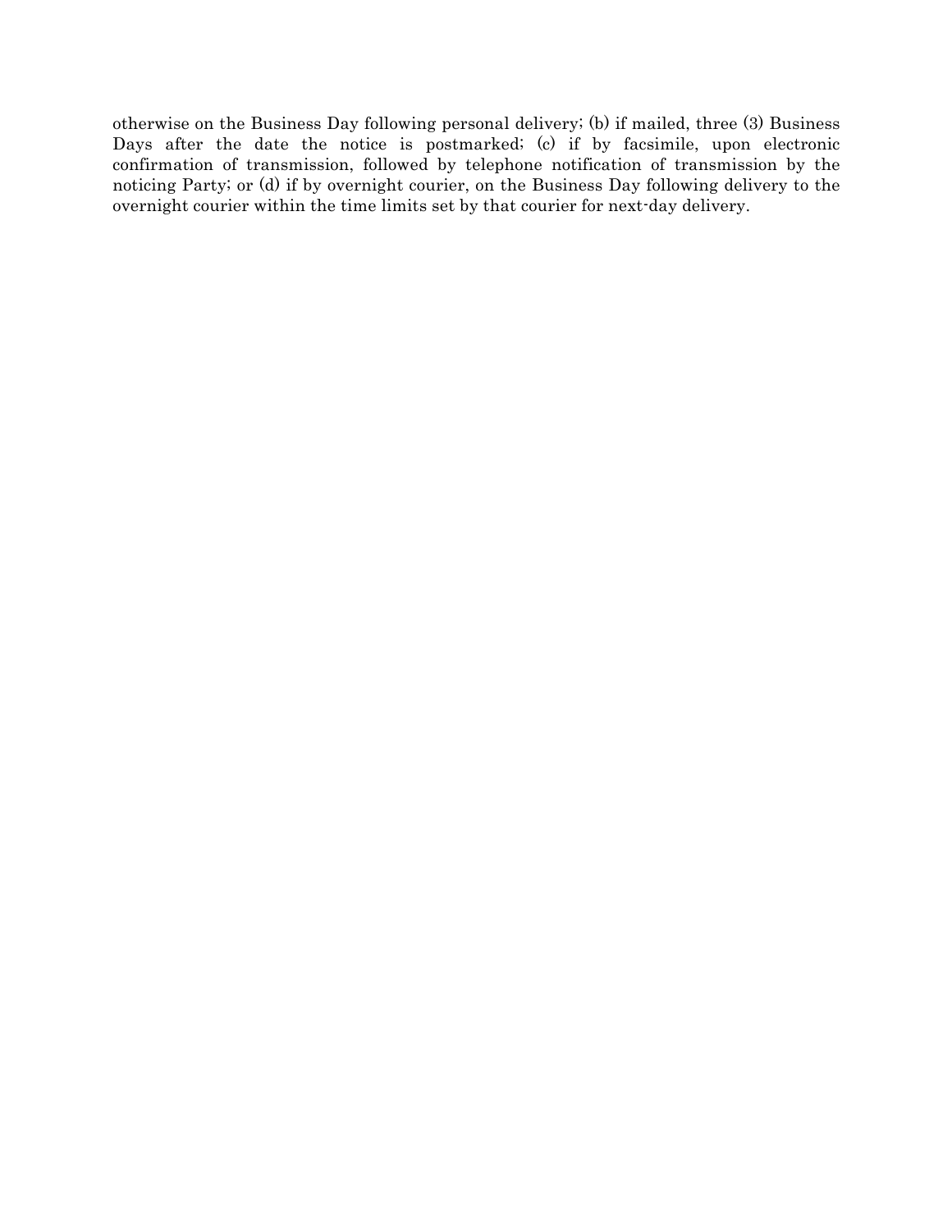otherwise on the Business Day following personal delivery; (b) if mailed, three (3) Business Days after the date the notice is postmarked; (c) if by facsimile, upon electronic confirmation of transmission, followed by telephone notification of transmission by the noticing Party; or (d) if by overnight courier, on the Business Day following delivery to the overnight courier within the time limits set by that courier for next-day delivery.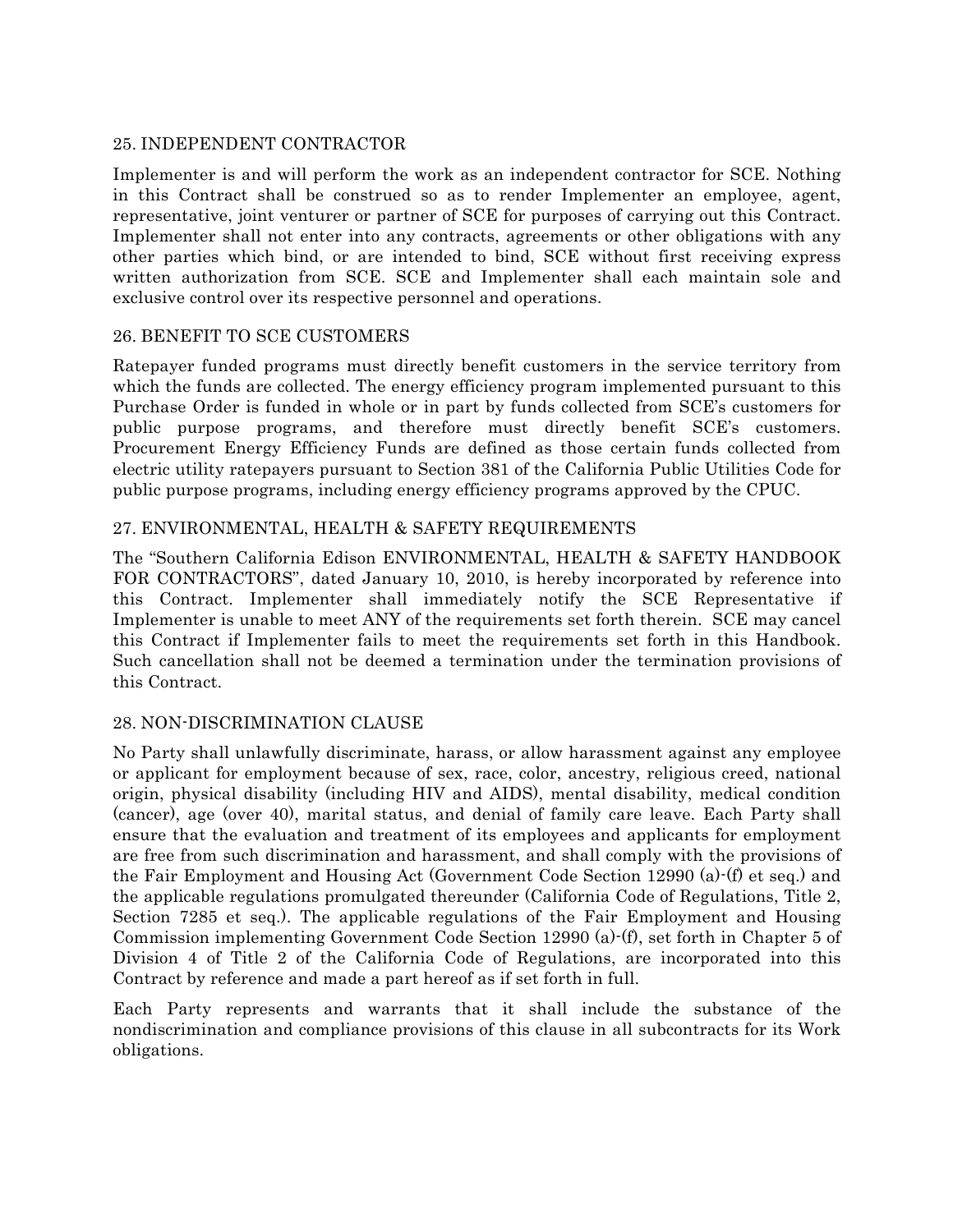## 25. INDEPENDENT CONTRACTOR

Implementer is and will perform the work as an independent contractor for SCE. Nothing in this Contract shall be construed so as to render Implementer an employee, agent, representative, joint venturer or partner of SCE for purposes of carrying out this Contract. Implementer shall not enter into any contracts, agreements or other obligations with any other parties which bind, or are intended to bind, SCE without first receiving express written authorization from SCE. SCE and Implementer shall each maintain sole and exclusive control over its respective personnel and operations.

## 26. BENEFIT TO SCE CUSTOMERS

Ratepayer funded programs must directly benefit customers in the service territory from which the funds are collected. The energy efficiency program implemented pursuant to this Purchase Order is funded in whole or in part by funds collected from SCE's customers for public purpose programs, and therefore must directly benefit SCE's customers. Procurement Energy Efficiency Funds are defined as those certain funds collected from electric utility ratepayers pursuant to Section 381 of the California Public Utilities Code for public purpose programs, including energy efficiency programs approved by the CPUC.

## 27. ENVIRONMENTAL, HEALTH & SAFETY REQUIREMENTS

The "Southern California Edison ENVIRONMENTAL, HEALTH & SAFETY HANDBOOK FOR CONTRACTORS", dated January 10, 2010, is hereby incorporated by reference into this Contract. Implementer shall immediately notify the SCE Representative if Implementer is unable to meet ANY of the requirements set forth therein. SCE may cancel this Contract if Implementer fails to meet the requirements set forth in this Handbook. Such cancellation shall not be deemed a termination under the termination provisions of this Contract.

## 28. NON-DISCRIMINATION CLAUSE

No Party shall unlawfully discriminate, harass, or allow harassment against any employee or applicant for employment because of sex, race, color, ancestry, religious creed, national origin, physical disability (including HIV and AIDS), mental disability, medical condition (cancer), age (over 40), marital status, and denial of family care leave. Each Party shall ensure that the evaluation and treatment of its employees and applicants for employment are free from such discrimination and harassment, and shall comply with the provisions of the Fair Employment and Housing Act (Government Code Section 12990 (a)-(f) et seq.) and the applicable regulations promulgated thereunder (California Code of Regulations, Title 2, Section 7285 et seq.). The applicable regulations of the Fair Employment and Housing Commission implementing Government Code Section 12990 (a)-(f), set forth in Chapter 5 of Division 4 of Title 2 of the California Code of Regulations, are incorporated into this Contract by reference and made a part hereof as if set forth in full.

Each Party represents and warrants that it shall include the substance of the nondiscrimination and compliance provisions of this clause in all subcontracts for its Work obligations.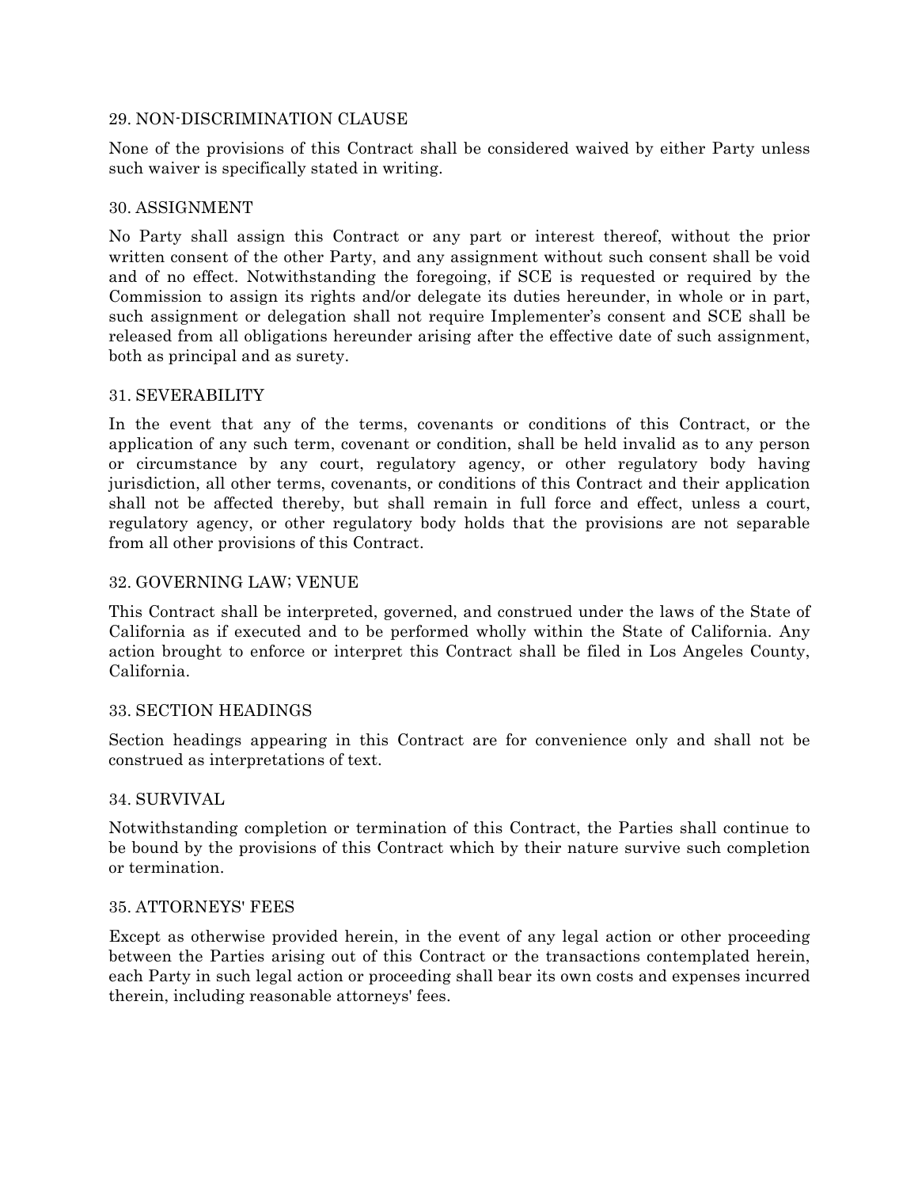## 29. NON-DISCRIMINATION CLAUSE

None of the provisions of this Contract shall be considered waived by either Party unless such waiver is specifically stated in writing.

## 30. ASSIGNMENT

No Party shall assign this Contract or any part or interest thereof, without the prior written consent of the other Party, and any assignment without such consent shall be void and of no effect. Notwithstanding the foregoing, if SCE is requested or required by the Commission to assign its rights and/or delegate its duties hereunder, in whole or in part, such assignment or delegation shall not require Implementer's consent and SCE shall be released from all obligations hereunder arising after the effective date of such assignment, both as principal and as surety.

## 31. SEVERABILITY

In the event that any of the terms, covenants or conditions of this Contract, or the application of any such term, covenant or condition, shall be held invalid as to any person or circumstance by any court, regulatory agency, or other regulatory body having jurisdiction, all other terms, covenants, or conditions of this Contract and their application shall not be affected thereby, but shall remain in full force and effect, unless a court, regulatory agency, or other regulatory body holds that the provisions are not separable from all other provisions of this Contract.

## 32. GOVERNING LAW; VENUE

This Contract shall be interpreted, governed, and construed under the laws of the State of California as if executed and to be performed wholly within the State of California. Any action brought to enforce or interpret this Contract shall be filed in Los Angeles County, California.

## 33. SECTION HEADINGS

Section headings appearing in this Contract are for convenience only and shall not be construed as interpretations of text.

## 34. SURVIVAL

Notwithstanding completion or termination of this Contract, the Parties shall continue to be bound by the provisions of this Contract which by their nature survive such completion or termination.

## 35. ATTORNEYS' FEES

Except as otherwise provided herein, in the event of any legal action or other proceeding between the Parties arising out of this Contract or the transactions contemplated herein, each Party in such legal action or proceeding shall bear its own costs and expenses incurred therein, including reasonable attorneys' fees.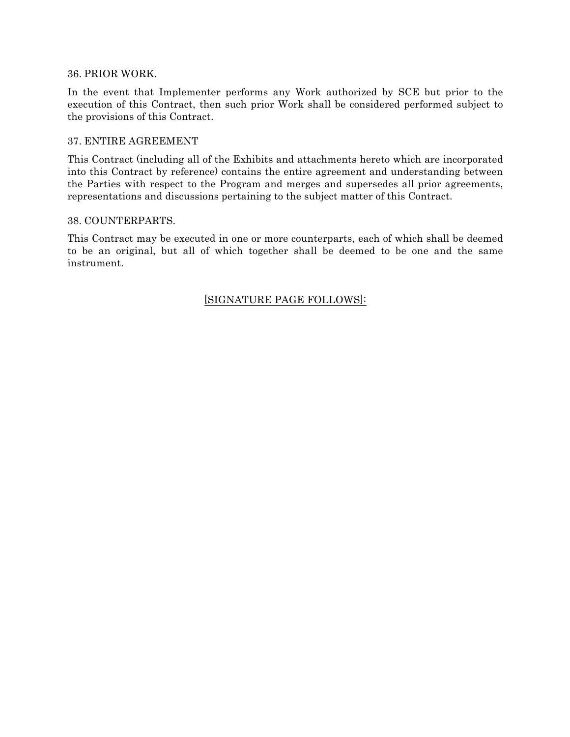36. PRIOR WORK.

In the event that Implementer performs any Work authorized by SCE but prior to the execution of this Contract, then such prior Work shall be considered performed subject to the provisions of this Contract.

37. ENTIRE AGREEMENT

This Contract (including all of the Exhibits and attachments hereto which are incorporated into this Contract by reference) contains the entire agreement and understanding between the Parties with respect to the Program and merges and supersedes all prior agreements, representations and discussions pertaining to the subject matter of this Contract.

38. COUNTERPARTS.

This Contract may be executed in one or more counterparts, each of which shall be deemed to be an original, but all of which together shall be deemed to be one and the same instrument.

[SIGNATURE PAGE FOLLOWS]: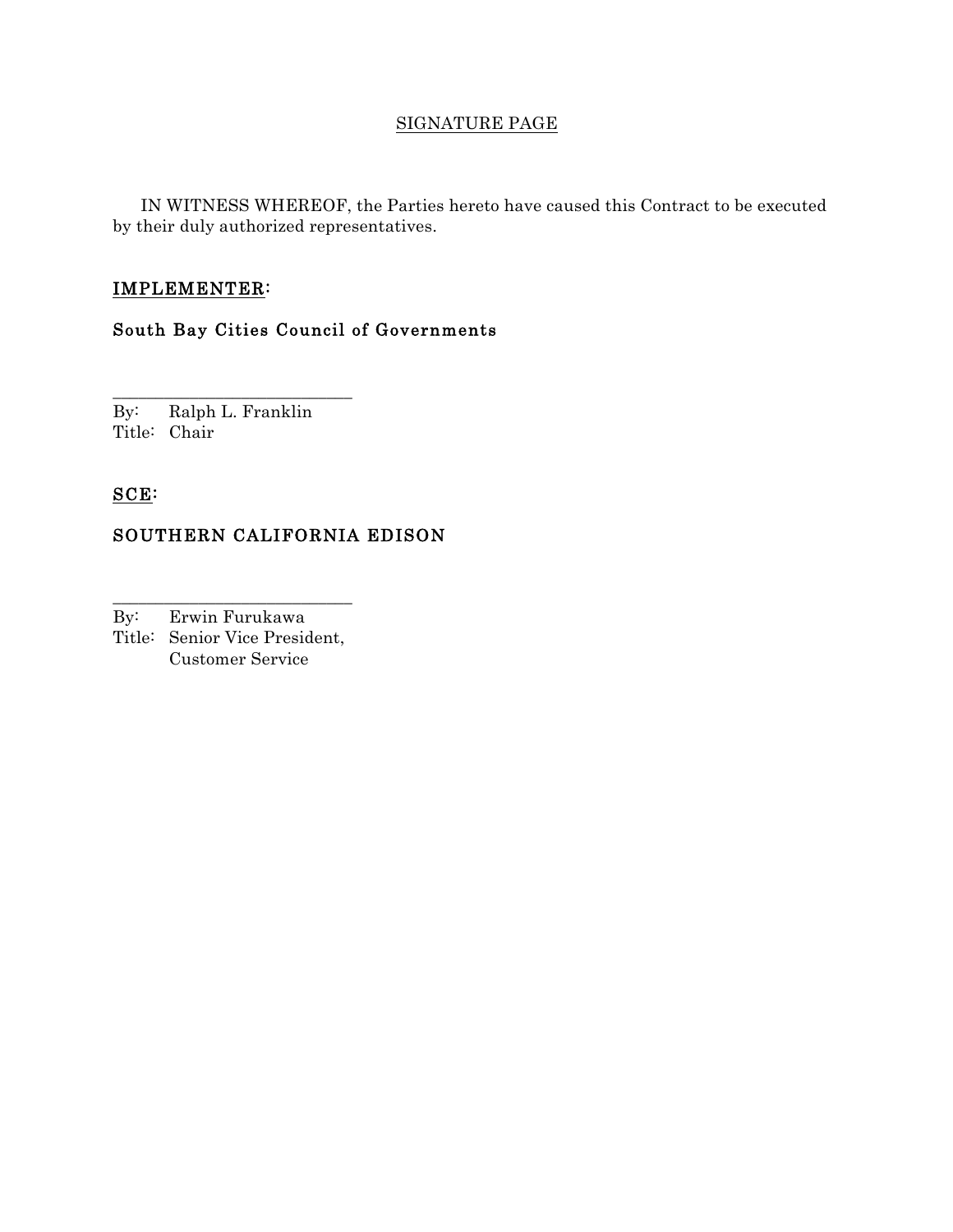SIGNATURE PAGE

IN WITNESS WHEREOF, the Parties hereto have caused this Contract to be executed by their duly authorized representatives.

**IMPLEMENTER:**

**South Bay Cities Council of Governments**

\_\_\_\_\_\_\_\_\_\_\_\_\_\_\_\_\_\_\_\_\_\_\_\_\_\_\_\_

By: Ralph L. Franklin
Title: Chair

**SCE:**

**SOUTHERN CALIFORNIA EDISON**

\_\_\_\_\_\_\_\_\_\_\_\_\_\_\_\_\_\_\_\_\_\_\_\_\_\_\_\_

By: Erwin Furukawa
Title: Senior Vice President, Customer Service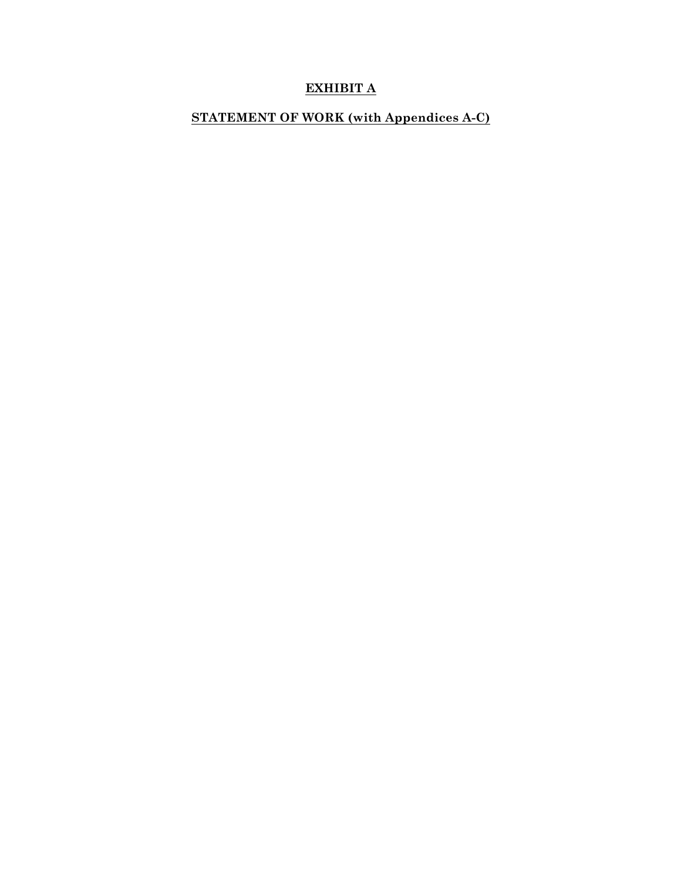# EXHIBIT A

## STATEMENT OF WORK (with Appendices A-C)